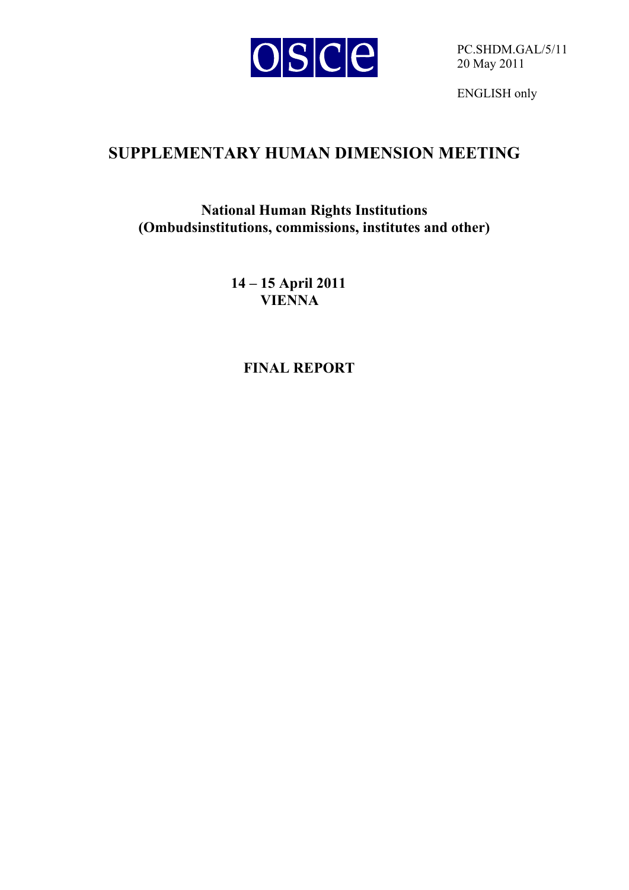OSCE

PC.SHDM.GAL/5/11
20 May 2011

ENGLISH only

# SUPPLEMENTARY HUMAN DIMENSION MEETING

## National Human Rights Institutions (Ombudsinstitutions, commissions, institutes and other)

**14 – 15 April 2011**
**VIENNA**

## FINAL REPORT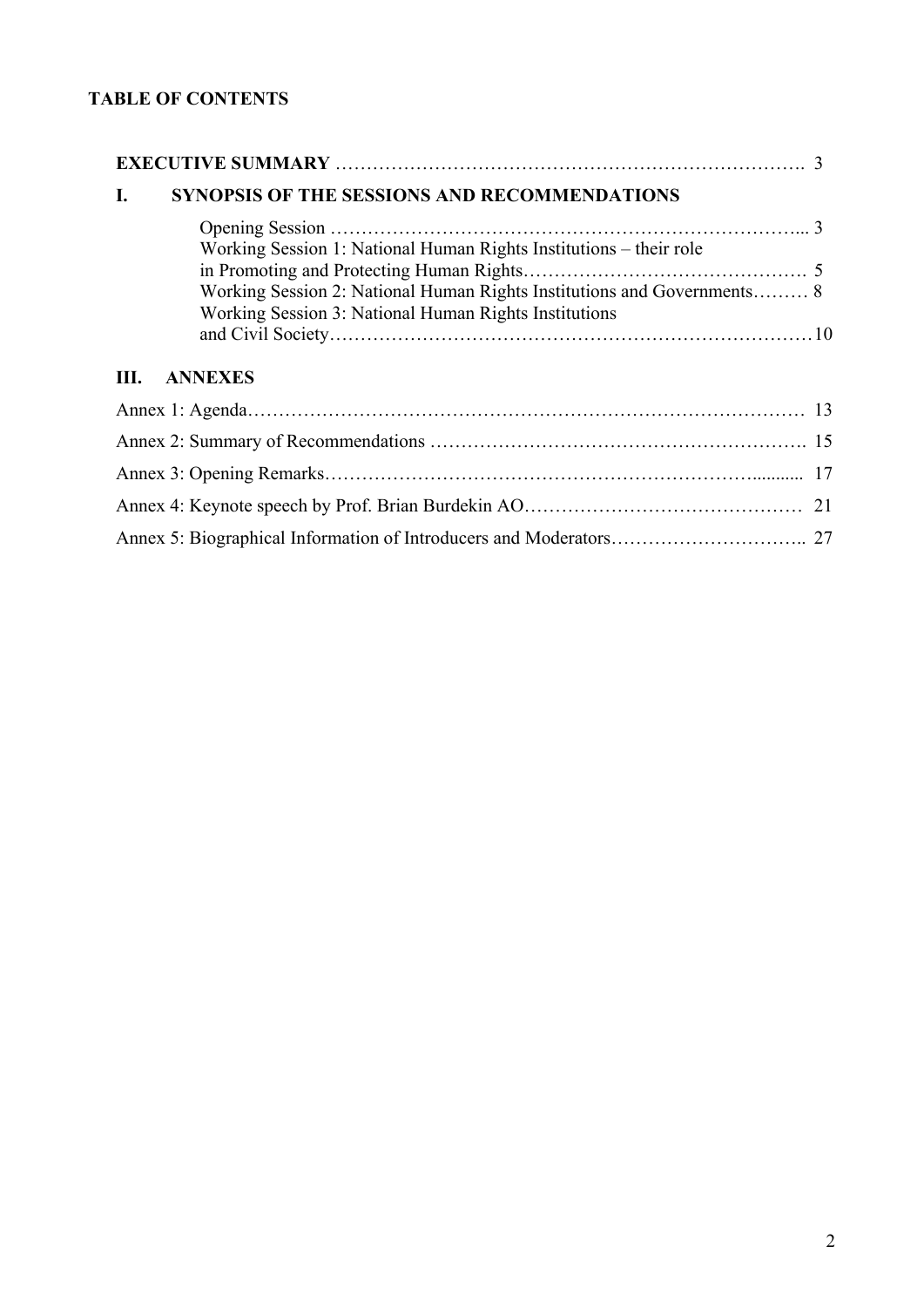**TABLE OF CONTENTS**

**EXECUTIVE SUMMARY** ………………………………………………………………… 3

**I. SYNOPSIS OF THE SESSIONS AND RECOMMENDATIONS**

Opening Session …………………………………………………………………... 3

Working Session 1: National Human Rights Institutions – their role in Promoting and Protecting Human Rights………………………………………. 5

Working Session 2: National Human Rights Institutions and Governments……… 8

Working Session 3: National Human Rights Institutions and Civil Society…………………………………………………………………10

**III. ANNEXES**

Annex 1: Agenda………………………………………………………………………… 13

Annex 2: Summary of Recommendations ………………………………………………. 15

Annex 3: Opening Remarks……………………………………………………............ 17

Annex 4: Keynote speech by Prof. Brian Burdekin AO……………………………………… 21

Annex 5: Biographical Information of Introducers and Moderators………………………….. 27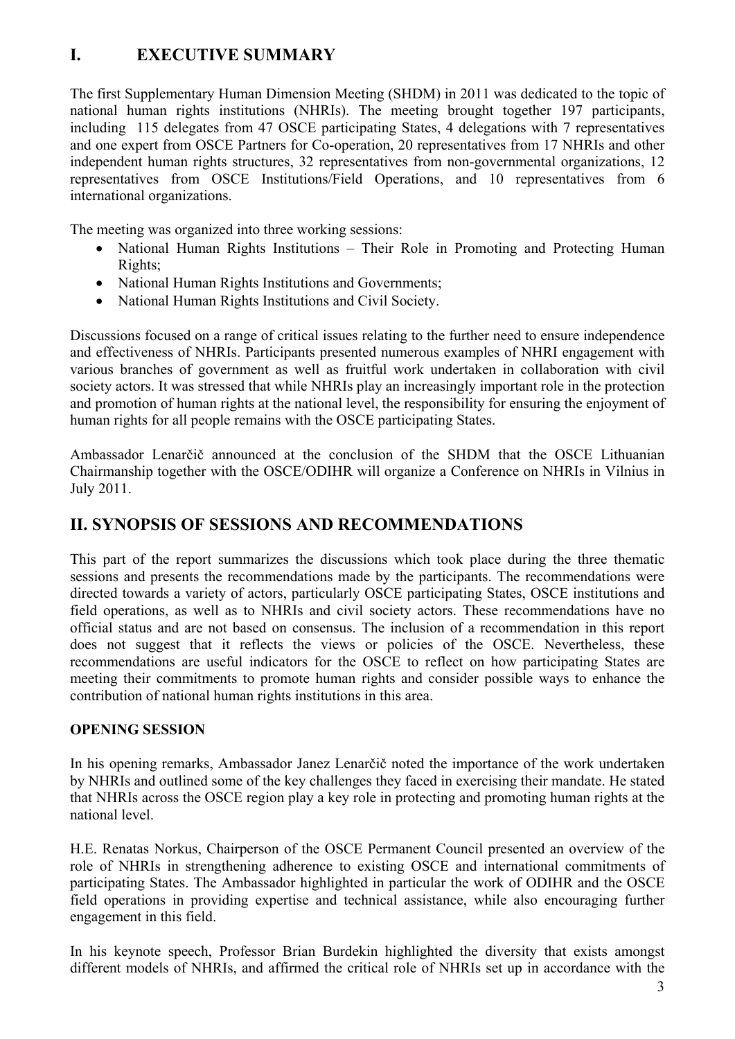# I. EXECUTIVE SUMMARY

The first Supplementary Human Dimension Meeting (SHDM) in 2011 was dedicated to the topic of national human rights institutions (NHRIs). The meeting brought together 197 participants, including 115 delegates from 47 OSCE participating States, 4 delegations with 7 representatives and one expert from OSCE Partners for Co-operation, 20 representatives from 17 NHRIs and other independent human rights structures, 32 representatives from non-governmental organizations, 12 representatives from OSCE Institutions/Field Operations, and 10 representatives from 6 international organizations.

The meeting was organized into three working sessions:

- National Human Rights Institutions – Their Role in Promoting and Protecting Human Rights;
- National Human Rights Institutions and Governments;
- National Human Rights Institutions and Civil Society.

Discussions focused on a range of critical issues relating to the further need to ensure independence and effectiveness of NHRIs. Participants presented numerous examples of NHRI engagement with various branches of government as well as fruitful work undertaken in collaboration with civil society actors. It was stressed that while NHRIs play an increasingly important role in the protection and promotion of human rights at the national level, the responsibility for ensuring the enjoyment of human rights for all people remains with the OSCE participating States.

Ambassador Lenarčič announced at the conclusion of the SHDM that the OSCE Lithuanian Chairmanship together with the OSCE/ODIHR will organize a Conference on NHRIs in Vilnius in July 2011.

# II. SYNOPSIS OF SESSIONS AND RECOMMENDATIONS

This part of the report summarizes the discussions which took place during the three thematic sessions and presents the recommendations made by the participants. The recommendations were directed towards a variety of actors, particularly OSCE participating States, OSCE institutions and field operations, as well as to NHRIs and civil society actors. These recommendations have no official status and are not based on consensus. The inclusion of a recommendation in this report does not suggest that it reflects the views or policies of the OSCE. Nevertheless, these recommendations are useful indicators for the OSCE to reflect on how participating States are meeting their commitments to promote human rights and consider possible ways to enhance the contribution of national human rights institutions in this area.

**OPENING SESSION**

In his opening remarks, Ambassador Janez Lenarčič noted the importance of the work undertaken by NHRIs and outlined some of the key challenges they faced in exercising their mandate. He stated that NHRIs across the OSCE region play a key role in protecting and promoting human rights at the national level.

H.E. Renatas Norkus, Chairperson of the OSCE Permanent Council presented an overview of the role of NHRIs in strengthening adherence to existing OSCE and international commitments of participating States. The Ambassador highlighted in particular the work of ODIHR and the OSCE field operations in providing expertise and technical assistance, while also encouraging further engagement in this field.

In his keynote speech, Professor Brian Burdekin highlighted the diversity that exists amongst different models of NHRIs, and affirmed the critical role of NHRIs set up in accordance with the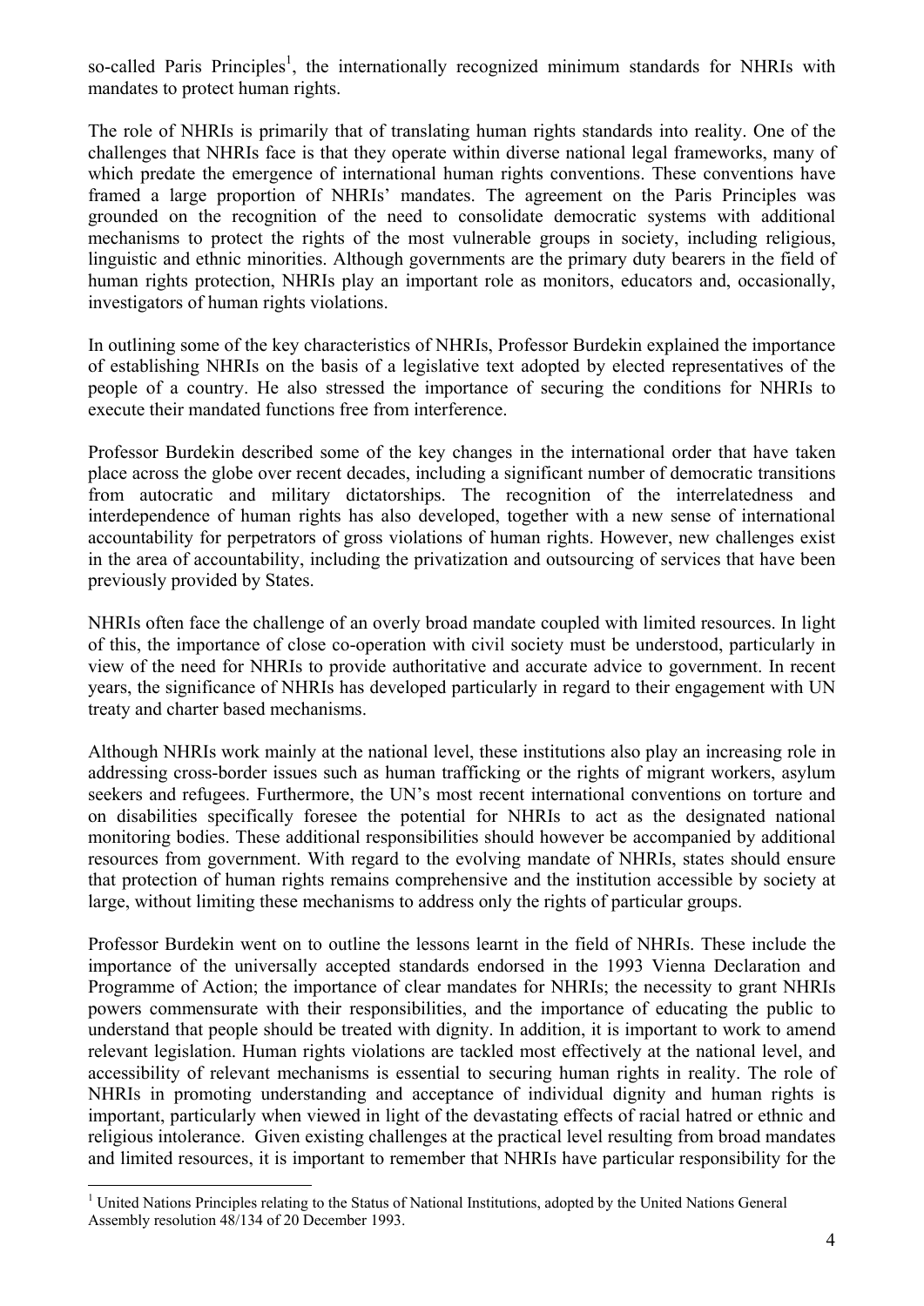so-called Paris Principles[1], the internationally recognized minimum standards for NHRIs with mandates to protect human rights.

The role of NHRIs is primarily that of translating human rights standards into reality. One of the challenges that NHRIs face is that they operate within diverse national legal frameworks, many of which predate the emergence of international human rights conventions. These conventions have framed a large proportion of NHRIs' mandates. The agreement on the Paris Principles was grounded on the recognition of the need to consolidate democratic systems with additional mechanisms to protect the rights of the most vulnerable groups in society, including religious, linguistic and ethnic minorities. Although governments are the primary duty bearers in the field of human rights protection, NHRIs play an important role as monitors, educators and, occasionally, investigators of human rights violations.

In outlining some of the key characteristics of NHRIs, Professor Burdekin explained the importance of establishing NHRIs on the basis of a legislative text adopted by elected representatives of the people of a country. He also stressed the importance of securing the conditions for NHRIs to execute their mandated functions free from interference.

Professor Burdekin described some of the key changes in the international order that have taken place across the globe over recent decades, including a significant number of democratic transitions from autocratic and military dictatorships. The recognition of the interrelatedness and interdependence of human rights has also developed, together with a new sense of international accountability for perpetrators of gross violations of human rights. However, new challenges exist in the area of accountability, including the privatization and outsourcing of services that have been previously provided by States.

NHRIs often face the challenge of an overly broad mandate coupled with limited resources. In light of this, the importance of close co-operation with civil society must be understood, particularly in view of the need for NHRIs to provide authoritative and accurate advice to government. In recent years, the significance of NHRIs has developed particularly in regard to their engagement with UN treaty and charter based mechanisms.

Although NHRIs work mainly at the national level, these institutions also play an increasing role in addressing cross-border issues such as human trafficking or the rights of migrant workers, asylum seekers and refugees. Furthermore, the UN's most recent international conventions on torture and on disabilities specifically foresee the potential for NHRIs to act as the designated national monitoring bodies. These additional responsibilities should however be accompanied by additional resources from government. With regard to the evolving mandate of NHRIs, states should ensure that protection of human rights remains comprehensive and the institution accessible by society at large, without limiting these mechanisms to address only the rights of particular groups.

Professor Burdekin went on to outline the lessons learnt in the field of NHRIs. These include the importance of the universally accepted standards endorsed in the 1993 Vienna Declaration and Programme of Action; the importance of clear mandates for NHRIs; the necessity to grant NHRIs powers commensurate with their responsibilities, and the importance of educating the public to understand that people should be treated with dignity. In addition, it is important to work to amend relevant legislation. Human rights violations are tackled most effectively at the national level, and accessibility of relevant mechanisms is essential to securing human rights in reality. The role of NHRIs in promoting understanding and acceptance of individual dignity and human rights is important, particularly when viewed in light of the devastating effects of racial hatred or ethnic and religious intolerance. Given existing challenges at the practical level resulting from broad mandates and limited resources, it is important to remember that NHRIs have particular responsibility for the

---

[1] United Nations Principles relating to the Status of National Institutions, adopted by the United Nations General Assembly resolution 48/134 of 20 December 1993.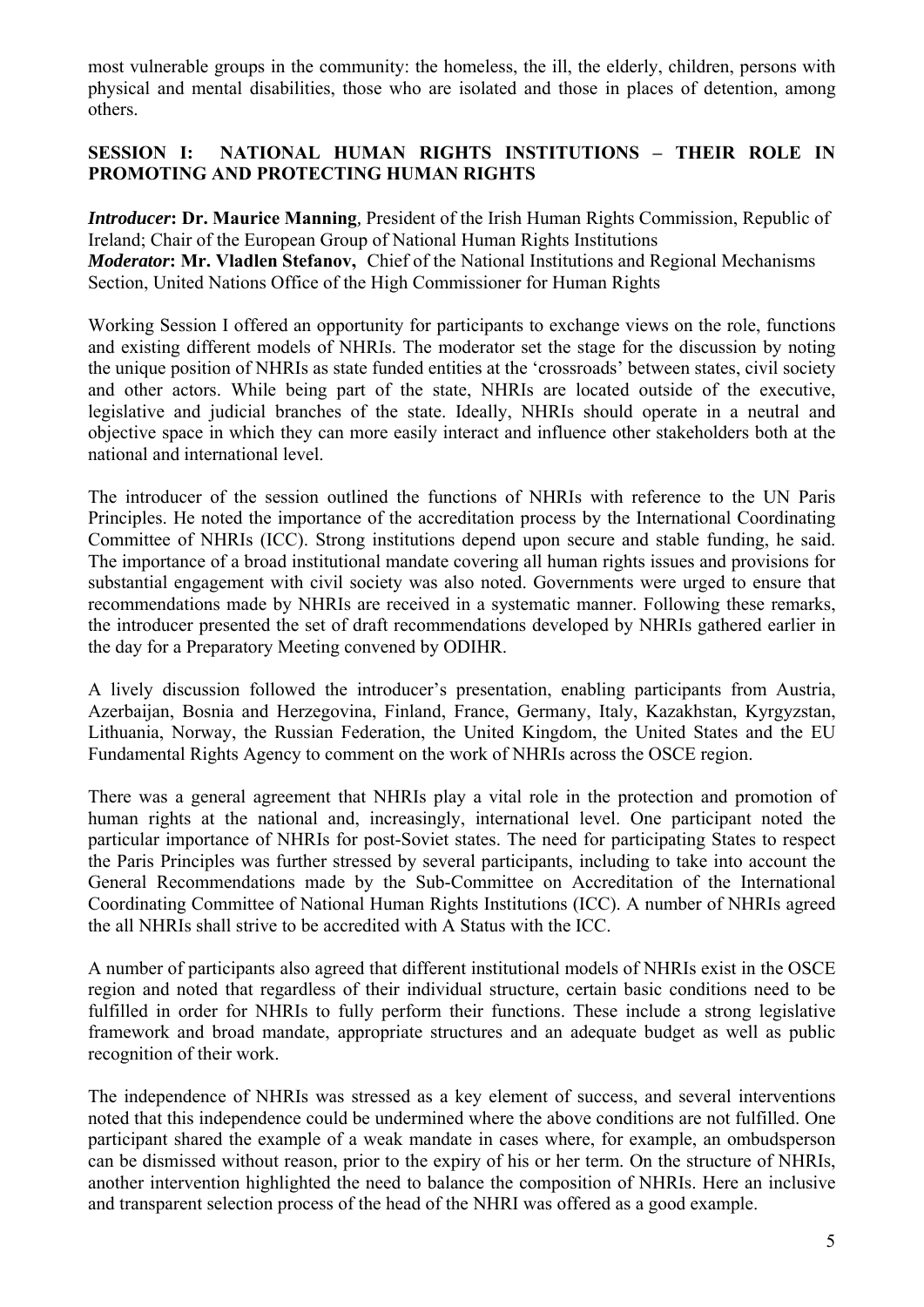most vulnerable groups in the community: the homeless, the ill, the elderly, children, persons with physical and mental disabilities, those who are isolated and those in places of detention, among others.

## SESSION I: NATIONAL HUMAN RIGHTS INSTITUTIONS – THEIR ROLE IN PROMOTING AND PROTECTING HUMAN RIGHTS

***Introducer*: Dr. Maurice Manning**, President of the Irish Human Rights Commission, Republic of Ireland; Chair of the European Group of National Human Rights Institutions
***Moderator*: Mr. Vladlen Stefanov,** Chief of the National Institutions and Regional Mechanisms Section, United Nations Office of the High Commissioner for Human Rights

Working Session I offered an opportunity for participants to exchange views on the role, functions and existing different models of NHRIs. The moderator set the stage for the discussion by noting the unique position of NHRIs as state funded entities at the 'crossroads' between states, civil society and other actors. While being part of the state, NHRIs are located outside of the executive, legislative and judicial branches of the state. Ideally, NHRIs should operate in a neutral and objective space in which they can more easily interact and influence other stakeholders both at the national and international level.

The introducer of the session outlined the functions of NHRIs with reference to the UN Paris Principles. He noted the importance of the accreditation process by the International Coordinating Committee of NHRIs (ICC). Strong institutions depend upon secure and stable funding, he said. The importance of a broad institutional mandate covering all human rights issues and provisions for substantial engagement with civil society was also noted. Governments were urged to ensure that recommendations made by NHRIs are received in a systematic manner. Following these remarks, the introducer presented the set of draft recommendations developed by NHRIs gathered earlier in the day for a Preparatory Meeting convened by ODIHR.

A lively discussion followed the introducer's presentation, enabling participants from Austria, Azerbaijan, Bosnia and Herzegovina, Finland, France, Germany, Italy, Kazakhstan, Kyrgyzstan, Lithuania, Norway, the Russian Federation, the United Kingdom, the United States and the EU Fundamental Rights Agency to comment on the work of NHRIs across the OSCE region.

There was a general agreement that NHRIs play a vital role in the protection and promotion of human rights at the national and, increasingly, international level. One participant noted the particular importance of NHRIs for post-Soviet states. The need for participating States to respect the Paris Principles was further stressed by several participants, including to take into account the General Recommendations made by the Sub-Committee on Accreditation of the International Coordinating Committee of National Human Rights Institutions (ICC). A number of NHRIs agreed the all NHRIs shall strive to be accredited with A Status with the ICC.

A number of participants also agreed that different institutional models of NHRIs exist in the OSCE region and noted that regardless of their individual structure, certain basic conditions need to be fulfilled in order for NHRIs to fully perform their functions. These include a strong legislative framework and broad mandate, appropriate structures and an adequate budget as well as public recognition of their work.

The independence of NHRIs was stressed as a key element of success, and several interventions noted that this independence could be undermined where the above conditions are not fulfilled. One participant shared the example of a weak mandate in cases where, for example, an ombudsperson can be dismissed without reason, prior to the expiry of his or her term. On the structure of NHRIs, another intervention highlighted the need to balance the composition of NHRIs. Here an inclusive and transparent selection process of the head of the NHRI was offered as a good example.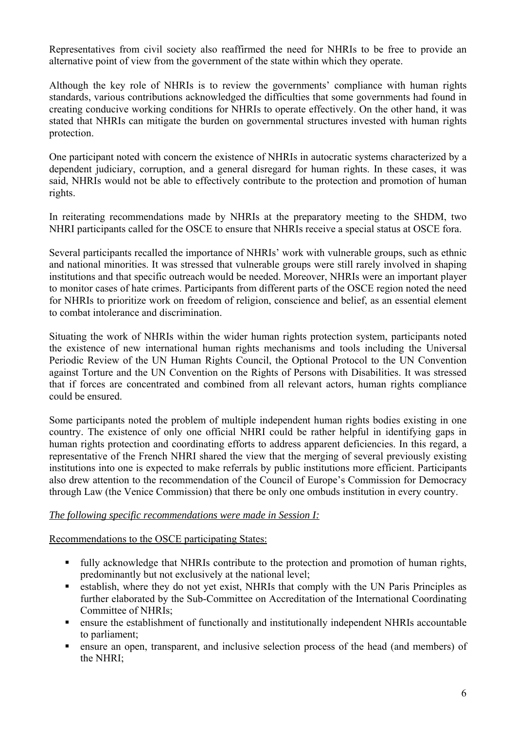Representatives from civil society also reaffirmed the need for NHRIs to be free to provide an alternative point of view from the government of the state within which they operate.

Although the key role of NHRIs is to review the governments' compliance with human rights standards, various contributions acknowledged the difficulties that some governments had found in creating conducive working conditions for NHRIs to operate effectively. On the other hand, it was stated that NHRIs can mitigate the burden on governmental structures invested with human rights protection.

One participant noted with concern the existence of NHRIs in autocratic systems characterized by a dependent judiciary, corruption, and a general disregard for human rights. In these cases, it was said, NHRIs would not be able to effectively contribute to the protection and promotion of human rights.

In reiterating recommendations made by NHRIs at the preparatory meeting to the SHDM, two NHRI participants called for the OSCE to ensure that NHRIs receive a special status at OSCE fora.

Several participants recalled the importance of NHRIs' work with vulnerable groups, such as ethnic and national minorities. It was stressed that vulnerable groups were still rarely involved in shaping institutions and that specific outreach would be needed. Moreover, NHRIs were an important player to monitor cases of hate crimes. Participants from different parts of the OSCE region noted the need for NHRIs to prioritize work on freedom of religion, conscience and belief, as an essential element to combat intolerance and discrimination.

Situating the work of NHRIs within the wider human rights protection system, participants noted the existence of new international human rights mechanisms and tools including the Universal Periodic Review of the UN Human Rights Council, the Optional Protocol to the UN Convention against Torture and the UN Convention on the Rights of Persons with Disabilities. It was stressed that if forces are concentrated and combined from all relevant actors, human rights compliance could be ensured.

Some participants noted the problem of multiple independent human rights bodies existing in one country. The existence of only one official NHRI could be rather helpful in identifying gaps in human rights protection and coordinating efforts to address apparent deficiencies. In this regard, a representative of the French NHRI shared the view that the merging of several previously existing institutions into one is expected to make referrals by public institutions more efficient. Participants also drew attention to the recommendation of the Council of Europe's Commission for Democracy through Law (the Venice Commission) that there be only one ombuds institution in every country.

*The following specific recommendations were made in Session I:*

Recommendations to the OSCE participating States:

- fully acknowledge that NHRIs contribute to the protection and promotion of human rights, predominantly but not exclusively at the national level;
- establish, where they do not yet exist, NHRIs that comply with the UN Paris Principles as further elaborated by the Sub-Committee on Accreditation of the International Coordinating Committee of NHRIs;
- ensure the establishment of functionally and institutionally independent NHRIs accountable to parliament;
- ensure an open, transparent, and inclusive selection process of the head (and members) of the NHRI;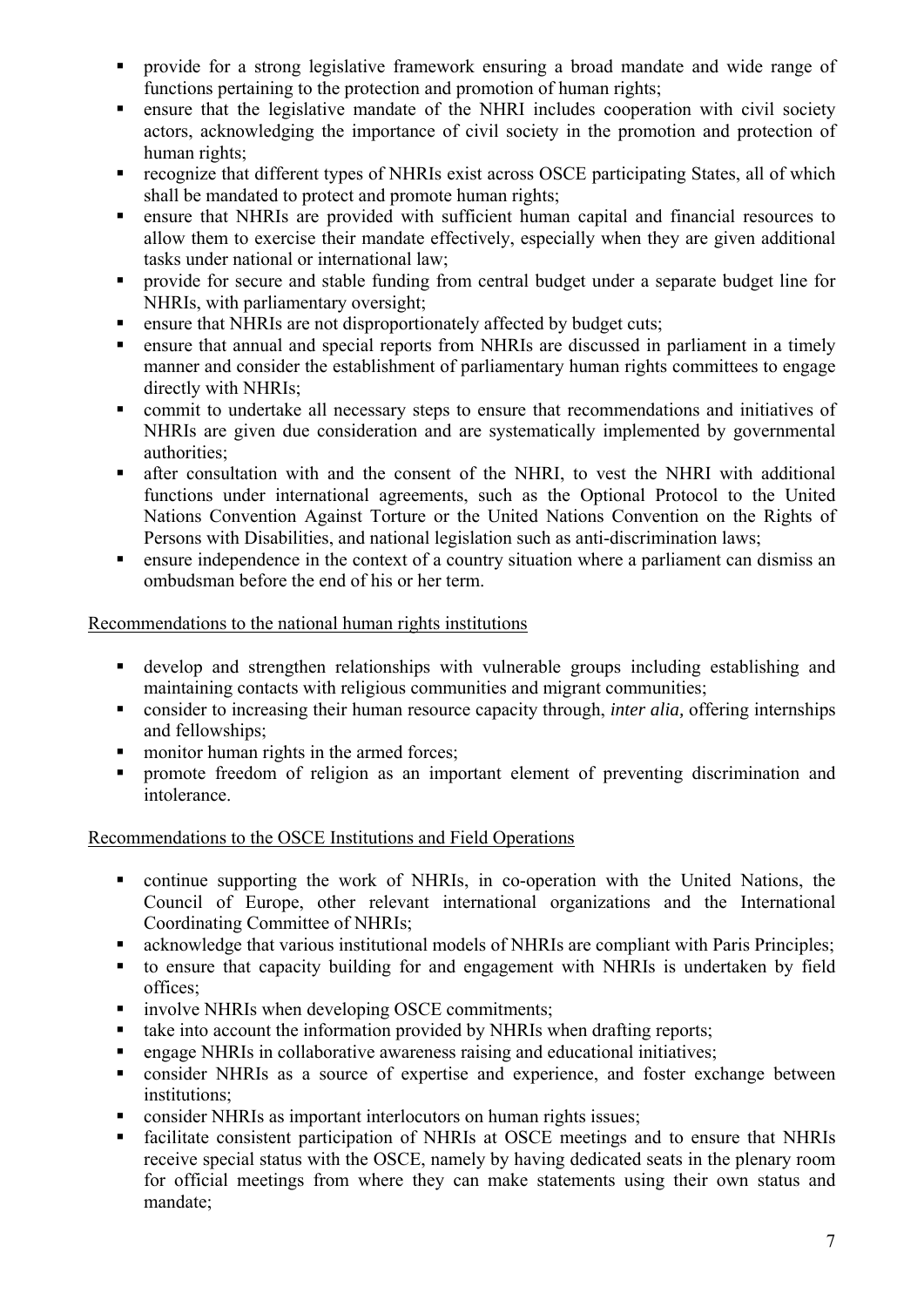- provide for a strong legislative framework ensuring a broad mandate and wide range of functions pertaining to the protection and promotion of human rights;
- ensure that the legislative mandate of the NHRI includes cooperation with civil society actors, acknowledging the importance of civil society in the promotion and protection of human rights;
- recognize that different types of NHRIs exist across OSCE participating States, all of which shall be mandated to protect and promote human rights;
- ensure that NHRIs are provided with sufficient human capital and financial resources to allow them to exercise their mandate effectively, especially when they are given additional tasks under national or international law;
- provide for secure and stable funding from central budget under a separate budget line for NHRIs, with parliamentary oversight;
- ensure that NHRIs are not disproportionately affected by budget cuts;
- ensure that annual and special reports from NHRIs are discussed in parliament in a timely manner and consider the establishment of parliamentary human rights committees to engage directly with NHRIs;
- commit to undertake all necessary steps to ensure that recommendations and initiatives of NHRIs are given due consideration and are systematically implemented by governmental authorities;
- after consultation with and the consent of the NHRI, to vest the NHRI with additional functions under international agreements, such as the Optional Protocol to the United Nations Convention Against Torture or the United Nations Convention on the Rights of Persons with Disabilities, and national legislation such as anti-discrimination laws;
- ensure independence in the context of a country situation where a parliament can dismiss an ombudsman before the end of his or her term.

<u>Recommendations to the national human rights institutions</u>

- develop and strengthen relationships with vulnerable groups including establishing and maintaining contacts with religious communities and migrant communities;
- consider to increasing their human resource capacity through, *inter alia,* offering internships and fellowships;
- monitor human rights in the armed forces;
- promote freedom of religion as an important element of preventing discrimination and intolerance.

<u>Recommendations to the OSCE Institutions and Field Operations</u>

- continue supporting the work of NHRIs, in co-operation with the United Nations, the Council of Europe, other relevant international organizations and the International Coordinating Committee of NHRIs;
- acknowledge that various institutional models of NHRIs are compliant with Paris Principles;
- to ensure that capacity building for and engagement with NHRIs is undertaken by field offices;
- involve NHRIs when developing OSCE commitments;
- take into account the information provided by NHRIs when drafting reports;
- engage NHRIs in collaborative awareness raising and educational initiatives;
- consider NHRIs as a source of expertise and experience, and foster exchange between institutions;
- consider NHRIs as important interlocutors on human rights issues;
- facilitate consistent participation of NHRIs at OSCE meetings and to ensure that NHRIs receive special status with the OSCE, namely by having dedicated seats in the plenary room for official meetings from where they can make statements using their own status and mandate;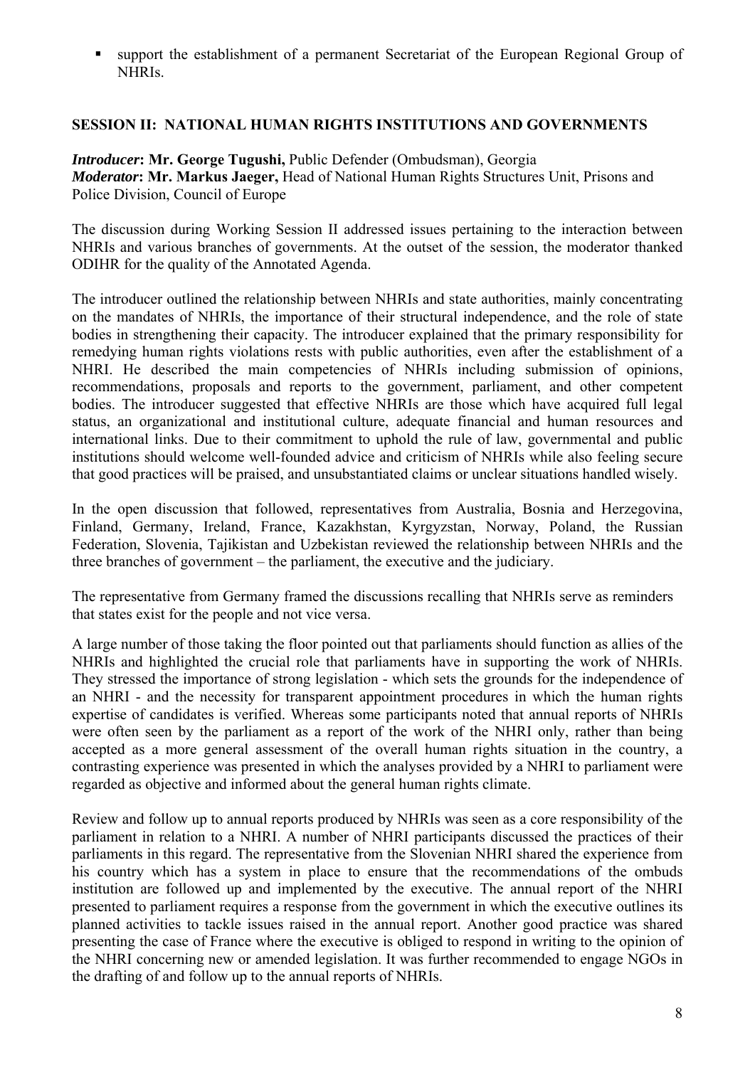- support the establishment of a permanent Secretariat of the European Regional Group of NHRIs.

## SESSION II: NATIONAL HUMAN RIGHTS INSTITUTIONS AND GOVERNMENTS

***Introducer*: Mr. George Tugushi,** Public Defender (Ombudsman), Georgia
***Moderator*: Mr. Markus Jaeger,** Head of National Human Rights Structures Unit, Prisons and Police Division, Council of Europe

The discussion during Working Session II addressed issues pertaining to the interaction between NHRIs and various branches of governments. At the outset of the session, the moderator thanked ODIHR for the quality of the Annotated Agenda.

The introducer outlined the relationship between NHRIs and state authorities, mainly concentrating on the mandates of NHRIs, the importance of their structural independence, and the role of state bodies in strengthening their capacity. The introducer explained that the primary responsibility for remedying human rights violations rests with public authorities, even after the establishment of a NHRI. He described the main competencies of NHRIs including submission of opinions, recommendations, proposals and reports to the government, parliament, and other competent bodies. The introducer suggested that effective NHRIs are those which have acquired full legal status, an organizational and institutional culture, adequate financial and human resources and international links. Due to their commitment to uphold the rule of law, governmental and public institutions should welcome well-founded advice and criticism of NHRIs while also feeling secure that good practices will be praised, and unsubstantiated claims or unclear situations handled wisely.

In the open discussion that followed, representatives from Australia, Bosnia and Herzegovina, Finland, Germany, Ireland, France, Kazakhstan, Kyrgyzstan, Norway, Poland, the Russian Federation, Slovenia, Tajikistan and Uzbekistan reviewed the relationship between NHRIs and the three branches of government – the parliament, the executive and the judiciary.

The representative from Germany framed the discussions recalling that NHRIs serve as reminders that states exist for the people and not vice versa.

A large number of those taking the floor pointed out that parliaments should function as allies of the NHRIs and highlighted the crucial role that parliaments have in supporting the work of NHRIs. They stressed the importance of strong legislation - which sets the grounds for the independence of an NHRI - and the necessity for transparent appointment procedures in which the human rights expertise of candidates is verified. Whereas some participants noted that annual reports of NHRIs were often seen by the parliament as a report of the work of the NHRI only, rather than being accepted as a more general assessment of the overall human rights situation in the country, a contrasting experience was presented in which the analyses provided by a NHRI to parliament were regarded as objective and informed about the general human rights climate.

Review and follow up to annual reports produced by NHRIs was seen as a core responsibility of the parliament in relation to a NHRI. A number of NHRI participants discussed the practices of their parliaments in this regard. The representative from the Slovenian NHRI shared the experience from his country which has a system in place to ensure that the recommendations of the ombuds institution are followed up and implemented by the executive. The annual report of the NHRI presented to parliament requires a response from the government in which the executive outlines its planned activities to tackle issues raised in the annual report. Another good practice was shared presenting the case of France where the executive is obliged to respond in writing to the opinion of the NHRI concerning new or amended legislation. It was further recommended to engage NGOs in the drafting of and follow up to the annual reports of NHRIs.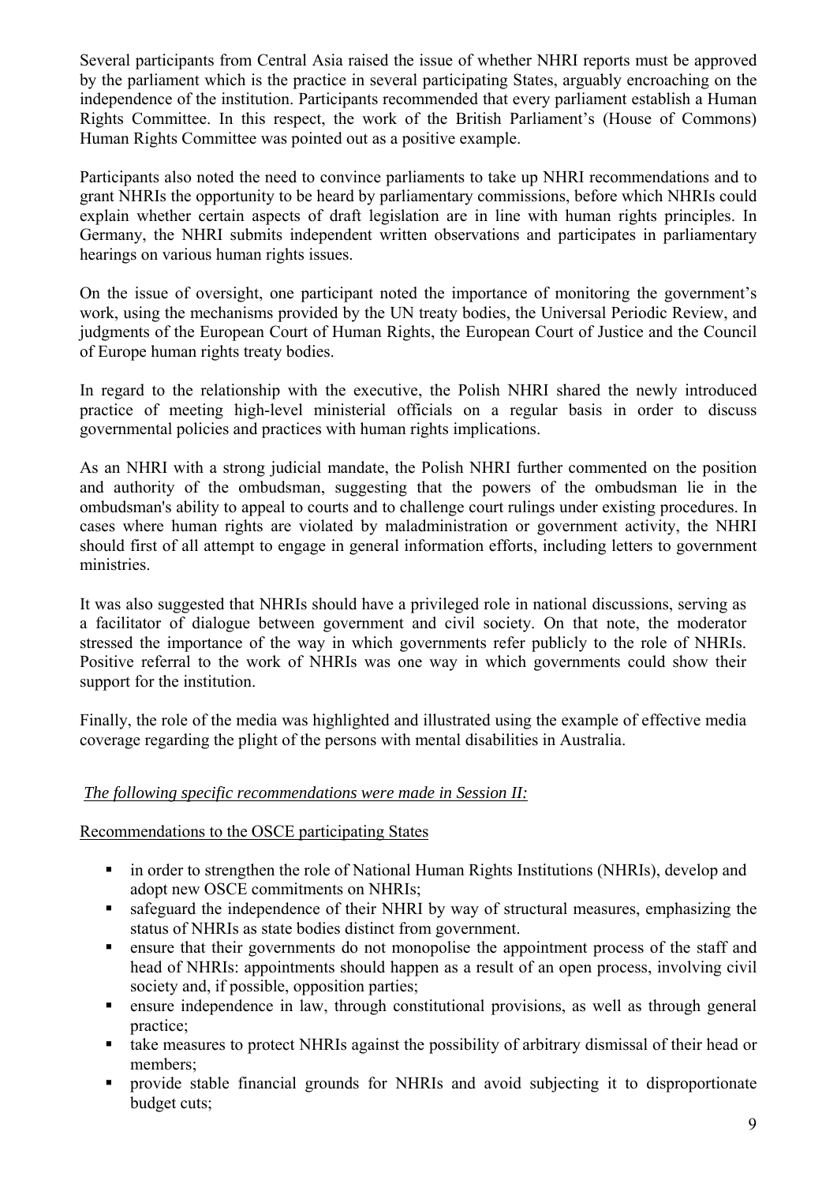Several participants from Central Asia raised the issue of whether NHRI reports must be approved by the parliament which is the practice in several participating States, arguably encroaching on the independence of the institution. Participants recommended that every parliament establish a Human Rights Committee. In this respect, the work of the British Parliament's (House of Commons) Human Rights Committee was pointed out as a positive example.

Participants also noted the need to convince parliaments to take up NHRI recommendations and to grant NHRIs the opportunity to be heard by parliamentary commissions, before which NHRIs could explain whether certain aspects of draft legislation are in line with human rights principles. In Germany, the NHRI submits independent written observations and participates in parliamentary hearings on various human rights issues.

On the issue of oversight, one participant noted the importance of monitoring the government's work, using the mechanisms provided by the UN treaty bodies, the Universal Periodic Review, and judgments of the European Court of Human Rights, the European Court of Justice and the Council of Europe human rights treaty bodies.

In regard to the relationship with the executive, the Polish NHRI shared the newly introduced practice of meeting high-level ministerial officials on a regular basis in order to discuss governmental policies and practices with human rights implications.

As an NHRI with a strong judicial mandate, the Polish NHRI further commented on the position and authority of the ombudsman, suggesting that the powers of the ombudsman lie in the ombudsman's ability to appeal to courts and to challenge court rulings under existing procedures. In cases where human rights are violated by maladministration or government activity, the NHRI should first of all attempt to engage in general information efforts, including letters to government ministries.

It was also suggested that NHRIs should have a privileged role in national discussions, serving as a facilitator of dialogue between government and civil society. On that note, the moderator stressed the importance of the way in which governments refer publicly to the role of NHRIs. Positive referral to the work of NHRIs was one way in which governments could show their support for the institution.

Finally, the role of the media was highlighted and illustrated using the example of effective media coverage regarding the plight of the persons with mental disabilities in Australia.

*The following specific recommendations were made in Session II:*

Recommendations to the OSCE participating States

- in order to strengthen the role of National Human Rights Institutions (NHRIs), develop and adopt new OSCE commitments on NHRIs;
- safeguard the independence of their NHRI by way of structural measures, emphasizing the status of NHRIs as state bodies distinct from government.
- ensure that their governments do not monopolise the appointment process of the staff and head of NHRIs: appointments should happen as a result of an open process, involving civil society and, if possible, opposition parties;
- ensure independence in law, through constitutional provisions, as well as through general practice;
- take measures to protect NHRIs against the possibility of arbitrary dismissal of their head or members;
- provide stable financial grounds for NHRIs and avoid subjecting it to disproportionate budget cuts;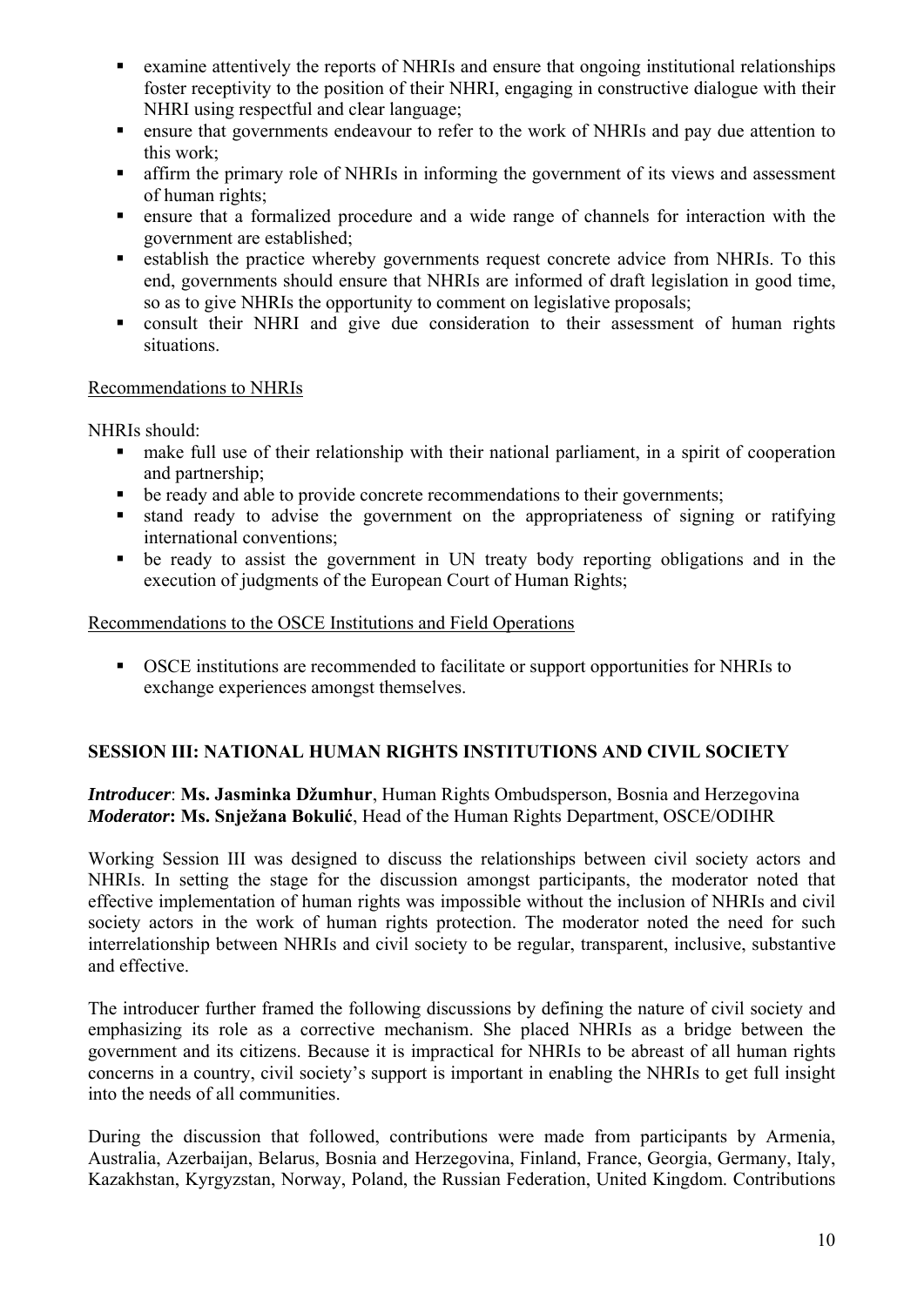- examine attentively the reports of NHRIs and ensure that ongoing institutional relationships foster receptivity to the position of their NHRI, engaging in constructive dialogue with their NHRI using respectful and clear language;
- ensure that governments endeavour to refer to the work of NHRIs and pay due attention to this work;
- affirm the primary role of NHRIs in informing the government of its views and assessment of human rights;
- ensure that a formalized procedure and a wide range of channels for interaction with the government are established;
- establish the practice whereby governments request concrete advice from NHRIs. To this end, governments should ensure that NHRIs are informed of draft legislation in good time, so as to give NHRIs the opportunity to comment on legislative proposals;
- consult their NHRI and give due consideration to their assessment of human rights situations.

Recommendations to NHRIs

NHRIs should:

- make full use of their relationship with their national parliament, in a spirit of cooperation and partnership;
- be ready and able to provide concrete recommendations to their governments;
- stand ready to advise the government on the appropriateness of signing or ratifying international conventions;
- be ready to assist the government in UN treaty body reporting obligations and in the execution of judgments of the European Court of Human Rights;

Recommendations to the OSCE Institutions and Field Operations

- OSCE institutions are recommended to facilitate or support opportunities for NHRIs to exchange experiences amongst themselves.

## SESSION III: NATIONAL HUMAN RIGHTS INSTITUTIONS AND CIVIL SOCIETY

***Introducer***: **Ms. Jasminka Džumhur**, Human Rights Ombudsperson, Bosnia and Herzegovina
***Moderator*: Ms. Snježana Bokulić**, Head of the Human Rights Department, OSCE/ODIHR

Working Session III was designed to discuss the relationships between civil society actors and NHRIs. In setting the stage for the discussion amongst participants, the moderator noted that effective implementation of human rights was impossible without the inclusion of NHRIs and civil society actors in the work of human rights protection. The moderator noted the need for such interrelationship between NHRIs and civil society to be regular, transparent, inclusive, substantive and effective.

The introducer further framed the following discussions by defining the nature of civil society and emphasizing its role as a corrective mechanism. She placed NHRIs as a bridge between the government and its citizens. Because it is impractical for NHRIs to be abreast of all human rights concerns in a country, civil society's support is important in enabling the NHRIs to get full insight into the needs of all communities.

During the discussion that followed, contributions were made from participants by Armenia, Australia, Azerbaijan, Belarus, Bosnia and Herzegovina, Finland, France, Georgia, Germany, Italy, Kazakhstan, Kyrgyzstan, Norway, Poland, the Russian Federation, United Kingdom. Contributions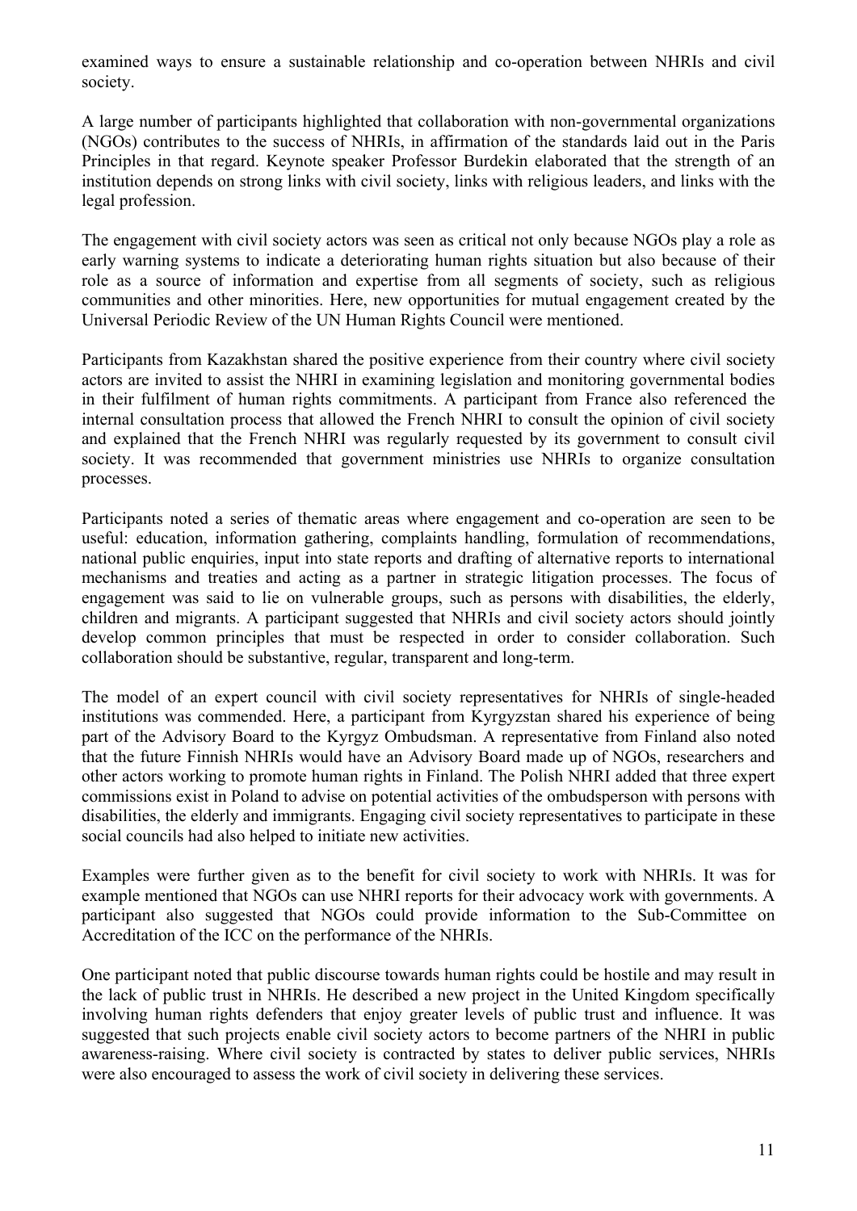examined ways to ensure a sustainable relationship and co-operation between NHRIs and civil society.

A large number of participants highlighted that collaboration with non-governmental organizations (NGOs) contributes to the success of NHRIs, in affirmation of the standards laid out in the Paris Principles in that regard. Keynote speaker Professor Burdekin elaborated that the strength of an institution depends on strong links with civil society, links with religious leaders, and links with the legal profession.

The engagement with civil society actors was seen as critical not only because NGOs play a role as early warning systems to indicate a deteriorating human rights situation but also because of their role as a source of information and expertise from all segments of society, such as religious communities and other minorities. Here, new opportunities for mutual engagement created by the Universal Periodic Review of the UN Human Rights Council were mentioned.

Participants from Kazakhstan shared the positive experience from their country where civil society actors are invited to assist the NHRI in examining legislation and monitoring governmental bodies in their fulfilment of human rights commitments. A participant from France also referenced the internal consultation process that allowed the French NHRI to consult the opinion of civil society and explained that the French NHRI was regularly requested by its government to consult civil society. It was recommended that government ministries use NHRIs to organize consultation processes.

Participants noted a series of thematic areas where engagement and co-operation are seen to be useful: education, information gathering, complaints handling, formulation of recommendations, national public enquiries, input into state reports and drafting of alternative reports to international mechanisms and treaties and acting as a partner in strategic litigation processes. The focus of engagement was said to lie on vulnerable groups, such as persons with disabilities, the elderly, children and migrants. A participant suggested that NHRIs and civil society actors should jointly develop common principles that must be respected in order to consider collaboration. Such collaboration should be substantive, regular, transparent and long-term.

The model of an expert council with civil society representatives for NHRIs of single-headed institutions was commended. Here, a participant from Kyrgyzstan shared his experience of being part of the Advisory Board to the Kyrgyz Ombudsman. A representative from Finland also noted that the future Finnish NHRIs would have an Advisory Board made up of NGOs, researchers and other actors working to promote human rights in Finland. The Polish NHRI added that three expert commissions exist in Poland to advise on potential activities of the ombudsperson with persons with disabilities, the elderly and immigrants. Engaging civil society representatives to participate in these social councils had also helped to initiate new activities.

Examples were further given as to the benefit for civil society to work with NHRIs. It was for example mentioned that NGOs can use NHRI reports for their advocacy work with governments. A participant also suggested that NGOs could provide information to the Sub-Committee on Accreditation of the ICC on the performance of the NHRIs.

One participant noted that public discourse towards human rights could be hostile and may result in the lack of public trust in NHRIs. He described a new project in the United Kingdom specifically involving human rights defenders that enjoy greater levels of public trust and influence. It was suggested that such projects enable civil society actors to become partners of the NHRI in public awareness-raising. Where civil society is contracted by states to deliver public services, NHRIs were also encouraged to assess the work of civil society in delivering these services.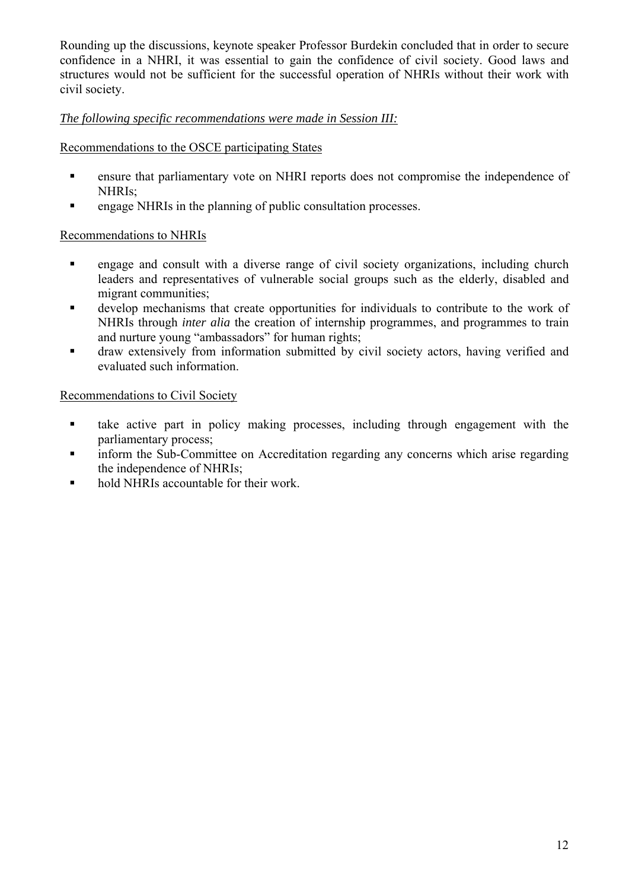Rounding up the discussions, keynote speaker Professor Burdekin concluded that in order to secure confidence in a NHRI, it was essential to gain the confidence of civil society. Good laws and structures would not be sufficient for the successful operation of NHRIs without their work with civil society.

*The following specific recommendations were made in Session III:*

Recommendations to the OSCE participating States

- ensure that parliamentary vote on NHRI reports does not compromise the independence of NHRIs;
- engage NHRIs in the planning of public consultation processes.

Recommendations to NHRIs

- engage and consult with a diverse range of civil society organizations, including church leaders and representatives of vulnerable social groups such as the elderly, disabled and migrant communities;
- develop mechanisms that create opportunities for individuals to contribute to the work of NHRIs through *inter alia* the creation of internship programmes, and programmes to train and nurture young "ambassadors" for human rights;
- draw extensively from information submitted by civil society actors, having verified and evaluated such information.

Recommendations to Civil Society

- take active part in policy making processes, including through engagement with the parliamentary process;
- inform the Sub-Committee on Accreditation regarding any concerns which arise regarding the independence of NHRIs;
- hold NHRIs accountable for their work.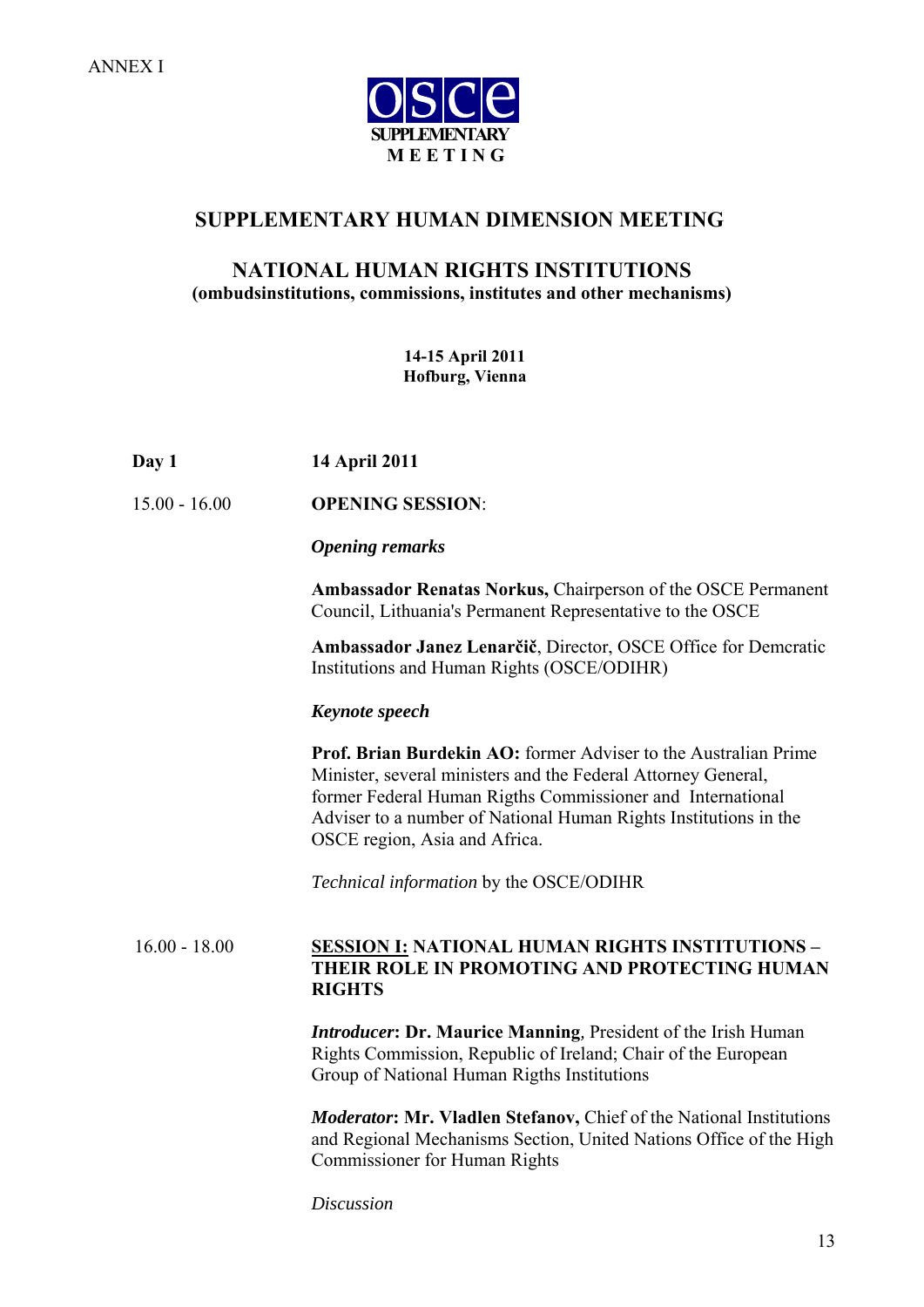ANNEX I

OSCE
SUPPLEMENTARY
MEETING

# SUPPLEMENTARY HUMAN DIMENSION MEETING

## NATIONAL HUMAN RIGHTS INSTITUTIONS
**(ombudsinstitutions, commissions, institutes and other mechanisms)**

**14-15 April 2011**
**Hofburg, Vienna**

**Day 1** **14 April 2011**

15.00 - 16.00 **OPENING SESSION**:

***Opening remarks***

**Ambassador Renatas Norkus,** Chairperson of the OSCE Permanent Council, Lithuania's Permanent Representative to the OSCE

**Ambassador Janez Lenarčič**, Director, OSCE Office for Demcratic Institutions and Human Rights (OSCE/ODIHR)

***Keynote speech***

**Prof. Brian Burdekin AO:** former Adviser to the Australian Prime Minister, several ministers and the Federal Attorney General, former Federal Human Rigths Commissioner and International Adviser to a number of National Human Rights Institutions in the OSCE region, Asia and Africa.

*Technical information* by the OSCE/ODIHR

16.00 - 18.00 **SESSION I: NATIONAL HUMAN RIGHTS INSTITUTIONS – THEIR ROLE IN PROMOTING AND PROTECTING HUMAN RIGHTS**

***Introducer*: Dr. Maurice Manning**, President of the Irish Human Rights Commission, Republic of Ireland; Chair of the European Group of National Human Rigths Institutions

***Moderator*: Mr. Vladlen Stefanov,** Chief of the National Institutions and Regional Mechanisms Section, United Nations Office of the High Commissioner for Human Rights

*Discussion*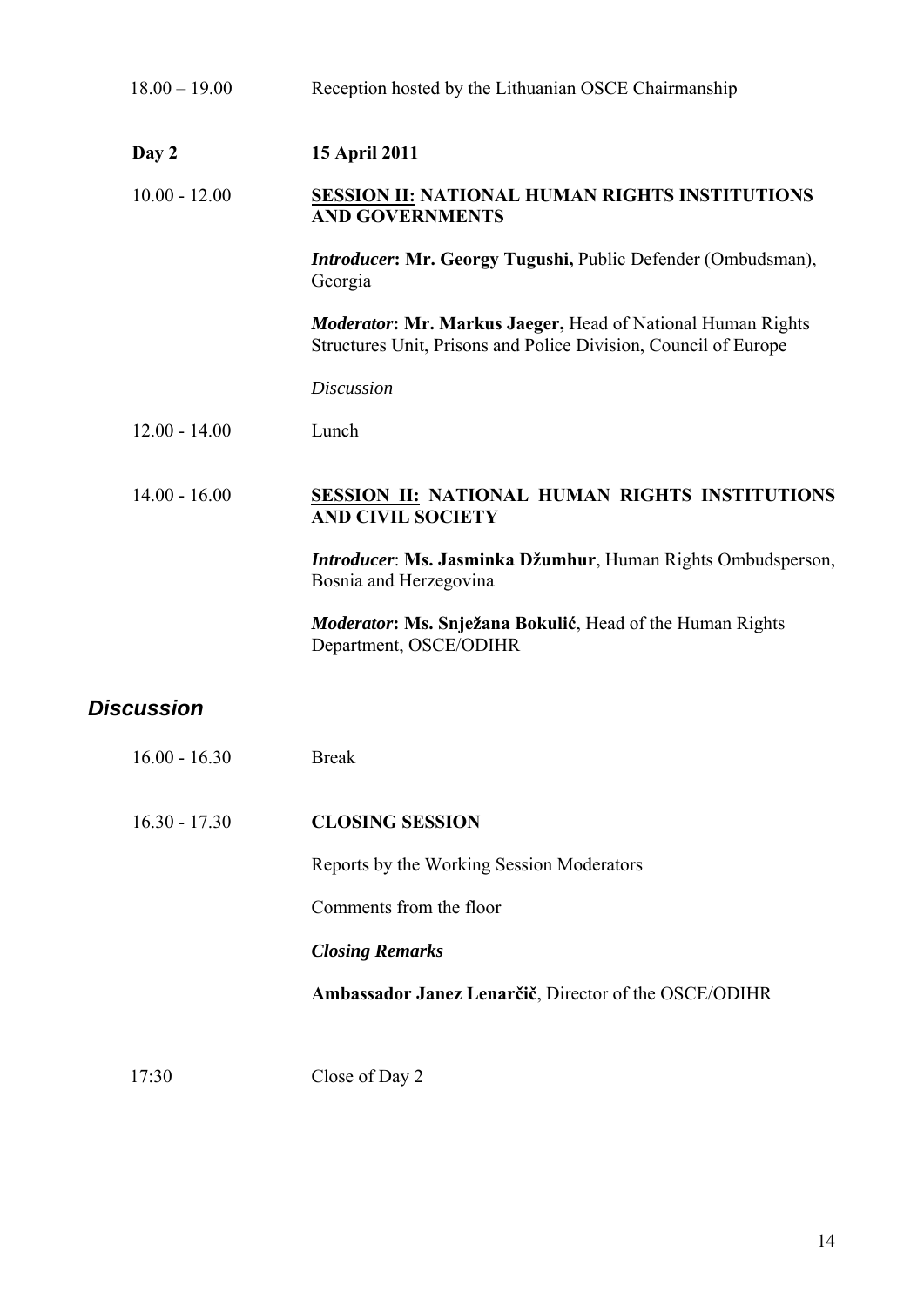18.00 – 19.00 Reception hosted by the Lithuanian OSCE Chairmanship

**Day 2** **15 April 2011**

10.00 - 12.00 **SESSION II: NATIONAL HUMAN RIGHTS INSTITUTIONS AND GOVERNMENTS**

***Introducer*: Mr. Georgy Tugushi,** Public Defender (Ombudsman), Georgia

***Moderator*: Mr. Markus Jaeger,** Head of National Human Rights Structures Unit, Prisons and Police Division, Council of Europe

*Discussion*

12.00 - 14.00 Lunch

14.00 - 16.00 **SESSION II: NATIONAL HUMAN RIGHTS INSTITUTIONS AND CIVIL SOCIETY**

***Introducer*: Ms. Jasminka Džumhur**, Human Rights Ombudsperson, Bosnia and Herzegovina

***Moderator*: Ms. Snježana Bokulić**, Head of the Human Rights Department, OSCE/ODIHR

## *Discussion*

16.00 - 16.30 Break

16.30 - 17.30 **CLOSING SESSION**

Reports by the Working Session Moderators

Comments from the floor

***Closing Remarks***

**Ambassador Janez Lenarčič**, Director of the OSCE/ODIHR

17:30 Close of Day 2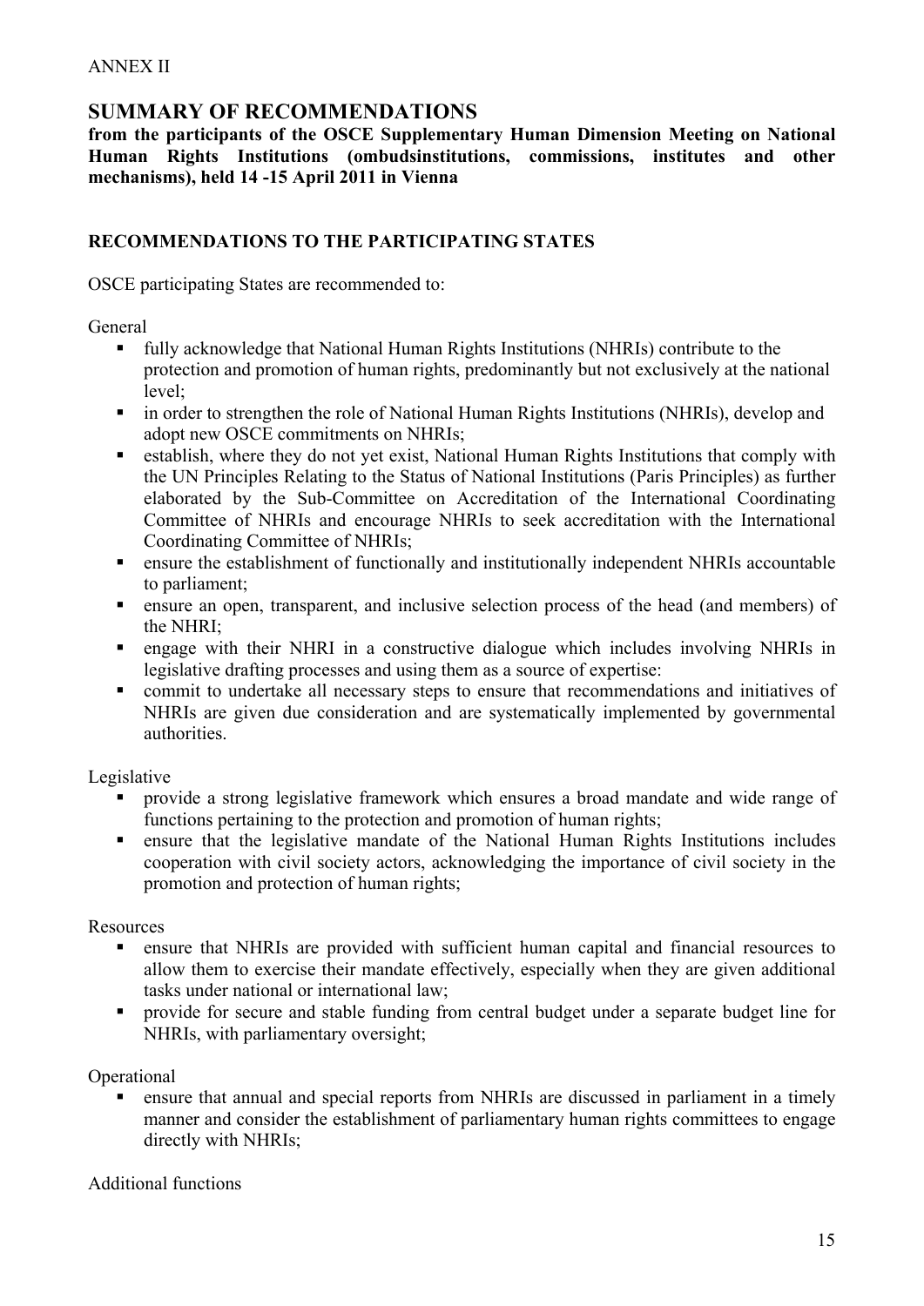ANNEX II

## SUMMARY OF RECOMMENDATIONS

**from the participants of the OSCE Supplementary Human Dimension Meeting on National Human Rights Institutions (ombudsinstitutions, commissions, institutes and other mechanisms), held 14 -15 April 2011 in Vienna**

### RECOMMENDATIONS TO THE PARTICIPATING STATES

OSCE participating States are recommended to:

General

- fully acknowledge that National Human Rights Institutions (NHRIs) contribute to the protection and promotion of human rights, predominantly but not exclusively at the national level;
- in order to strengthen the role of National Human Rights Institutions (NHRIs), develop and adopt new OSCE commitments on NHRIs;
- establish, where they do not yet exist, National Human Rights Institutions that comply with the UN Principles Relating to the Status of National Institutions (Paris Principles) as further elaborated by the Sub-Committee on Accreditation of the International Coordinating Committee of NHRIs and encourage NHRIs to seek accreditation with the International Coordinating Committee of NHRIs;
- ensure the establishment of functionally and institutionally independent NHRIs accountable to parliament;
- ensure an open, transparent, and inclusive selection process of the head (and members) of the NHRI;
- engage with their NHRI in a constructive dialogue which includes involving NHRIs in legislative drafting processes and using them as a source of expertise:
- commit to undertake all necessary steps to ensure that recommendations and initiatives of NHRIs are given due consideration and are systematically implemented by governmental authorities.

Legislative

- provide a strong legislative framework which ensures a broad mandate and wide range of functions pertaining to the protection and promotion of human rights;
- ensure that the legislative mandate of the National Human Rights Institutions includes cooperation with civil society actors, acknowledging the importance of civil society in the promotion and protection of human rights;

Resources

- ensure that NHRIs are provided with sufficient human capital and financial resources to allow them to exercise their mandate effectively, especially when they are given additional tasks under national or international law;
- provide for secure and stable funding from central budget under a separate budget line for NHRIs, with parliamentary oversight;

Operational

- ensure that annual and special reports from NHRIs are discussed in parliament in a timely manner and consider the establishment of parliamentary human rights committees to engage directly with NHRIs;

Additional functions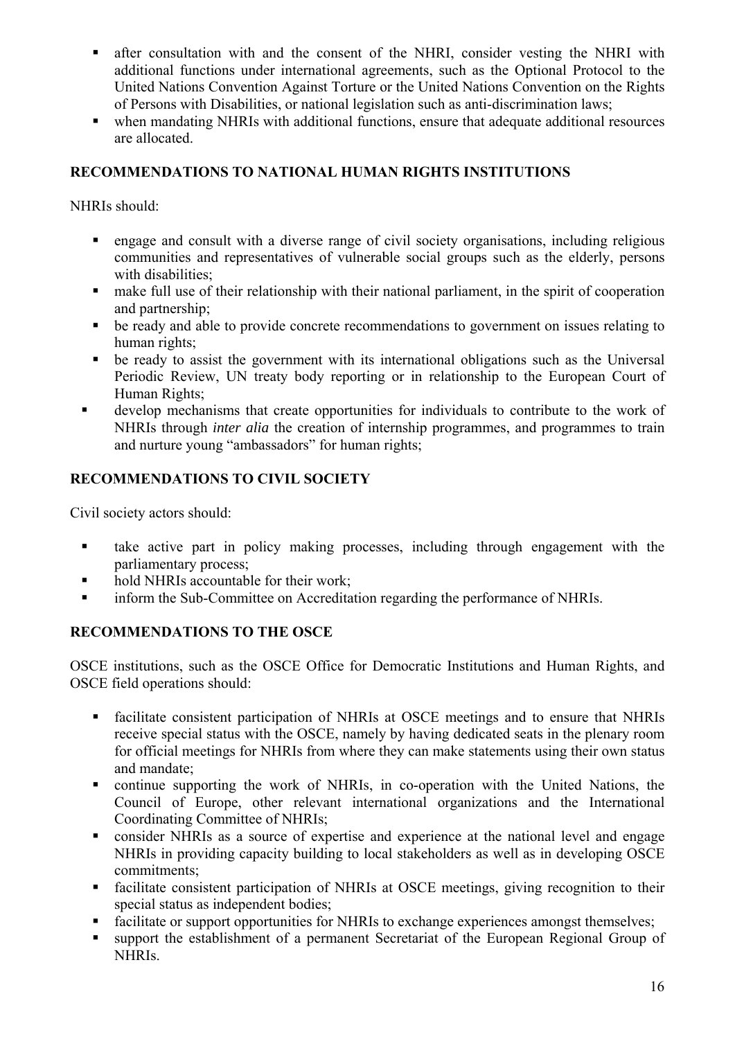- after consultation with and the consent of the NHRI, consider vesting the NHRI with additional functions under international agreements, such as the Optional Protocol to the United Nations Convention Against Torture or the United Nations Convention on the Rights of Persons with Disabilities, or national legislation such as anti-discrimination laws;
- when mandating NHRIs with additional functions, ensure that adequate additional resources are allocated.

**RECOMMENDATIONS TO NATIONAL HUMAN RIGHTS INSTITUTIONS**

NHRIs should:

- engage and consult with a diverse range of civil society organisations, including religious communities and representatives of vulnerable social groups such as the elderly, persons with disabilities;
- make full use of their relationship with their national parliament, in the spirit of cooperation and partnership;
- be ready and able to provide concrete recommendations to government on issues relating to human rights;
- be ready to assist the government with its international obligations such as the Universal Periodic Review, UN treaty body reporting or in relationship to the European Court of Human Rights;
- develop mechanisms that create opportunities for individuals to contribute to the work of NHRIs through *inter alia* the creation of internship programmes, and programmes to train and nurture young "ambassadors" for human rights;

**RECOMMENDATIONS TO CIVIL SOCIETY**

Civil society actors should:

- take active part in policy making processes, including through engagement with the parliamentary process;
- hold NHRIs accountable for their work;
- inform the Sub-Committee on Accreditation regarding the performance of NHRIs.

**RECOMMENDATIONS TO THE OSCE**

OSCE institutions, such as the OSCE Office for Democratic Institutions and Human Rights, and OSCE field operations should:

- facilitate consistent participation of NHRIs at OSCE meetings and to ensure that NHRIs receive special status with the OSCE, namely by having dedicated seats in the plenary room for official meetings for NHRIs from where they can make statements using their own status and mandate;
- continue supporting the work of NHRIs, in co-operation with the United Nations, the Council of Europe, other relevant international organizations and the International Coordinating Committee of NHRIs;
- consider NHRIs as a source of expertise and experience at the national level and engage NHRIs in providing capacity building to local stakeholders as well as in developing OSCE commitments;
- facilitate consistent participation of NHRIs at OSCE meetings, giving recognition to their special status as independent bodies;
- facilitate or support opportunities for NHRIs to exchange experiences amongst themselves;
- support the establishment of a permanent Secretariat of the European Regional Group of NHRIs.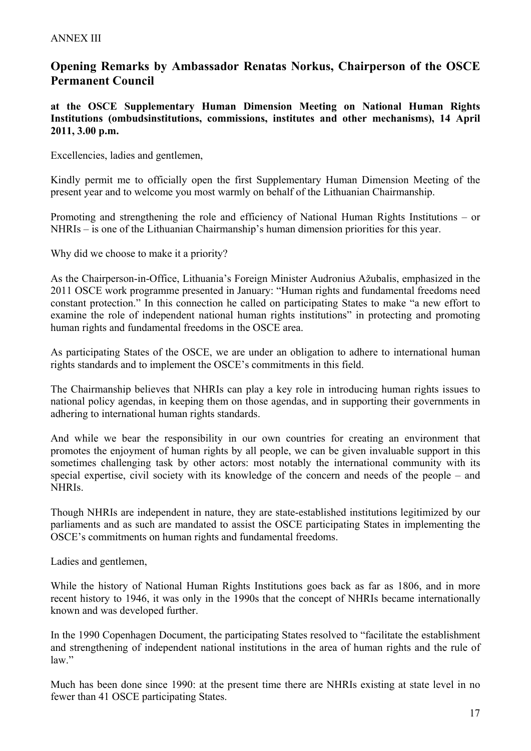ANNEX III

## Opening Remarks by Ambassador Renatas Norkus, Chairperson of the OSCE Permanent Council

**at the OSCE Supplementary Human Dimension Meeting on National Human Rights Institutions (ombudsinstitutions, commissions, institutes and other mechanisms), 14 April 2011, 3.00 p.m.**

Excellencies, ladies and gentlemen,

Kindly permit me to officially open the first Supplementary Human Dimension Meeting of the present year and to welcome you most warmly on behalf of the Lithuanian Chairmanship.

Promoting and strengthening the role and efficiency of National Human Rights Institutions – or NHRIs – is one of the Lithuanian Chairmanship's human dimension priorities for this year.

Why did we choose to make it a priority?

As the Chairperson-in-Office, Lithuania's Foreign Minister Audronius Ažubalis, emphasized in the 2011 OSCE work programme presented in January: "Human rights and fundamental freedoms need constant protection." In this connection he called on participating States to make "a new effort to examine the role of independent national human rights institutions" in protecting and promoting human rights and fundamental freedoms in the OSCE area.

As participating States of the OSCE, we are under an obligation to adhere to international human rights standards and to implement the OSCE's commitments in this field.

The Chairmanship believes that NHRIs can play a key role in introducing human rights issues to national policy agendas, in keeping them on those agendas, and in supporting their governments in adhering to international human rights standards.

And while we bear the responsibility in our own countries for creating an environment that promotes the enjoyment of human rights by all people, we can be given invaluable support in this sometimes challenging task by other actors: most notably the international community with its special expertise, civil society with its knowledge of the concern and needs of the people – and NHRIs.

Though NHRIs are independent in nature, they are state-established institutions legitimized by our parliaments and as such are mandated to assist the OSCE participating States in implementing the OSCE's commitments on human rights and fundamental freedoms.

Ladies and gentlemen,

While the history of National Human Rights Institutions goes back as far as 1806, and in more recent history to 1946, it was only in the 1990s that the concept of NHRIs became internationally known and was developed further.

In the 1990 Copenhagen Document, the participating States resolved to "facilitate the establishment and strengthening of independent national institutions in the area of human rights and the rule of law."

Much has been done since 1990: at the present time there are NHRIs existing at state level in no fewer than 41 OSCE participating States.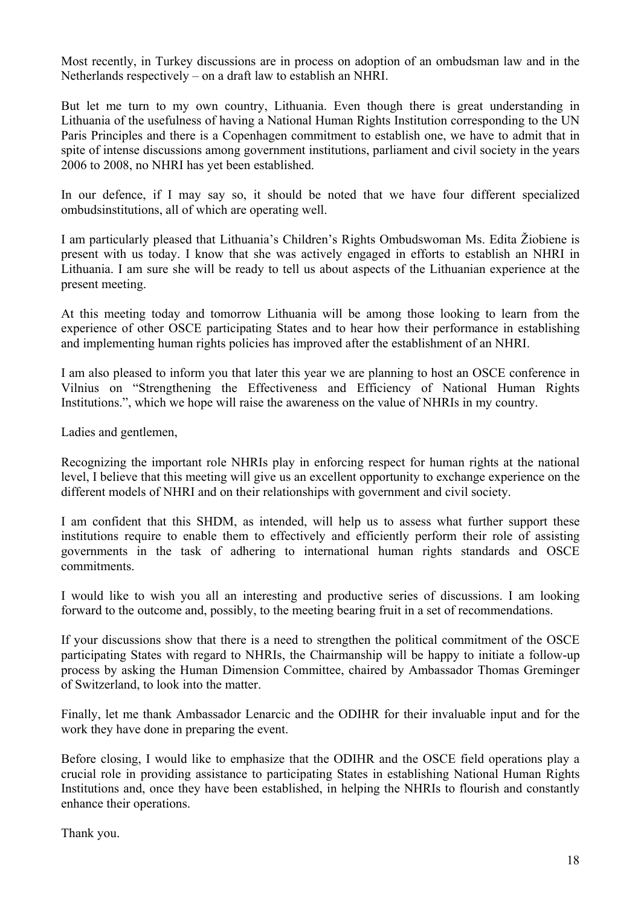Most recently, in Turkey discussions are in process on adoption of an ombudsman law and in the Netherlands respectively – on a draft law to establish an NHRI.

But let me turn to my own country, Lithuania. Even though there is great understanding in Lithuania of the usefulness of having a National Human Rights Institution corresponding to the UN Paris Principles and there is a Copenhagen commitment to establish one, we have to admit that in spite of intense discussions among government institutions, parliament and civil society in the years 2006 to 2008, no NHRI has yet been established.

In our defence, if I may say so, it should be noted that we have four different specialized ombudsinstitutions, all of which are operating well.

I am particularly pleased that Lithuania's Children's Rights Ombudswoman Ms. Edita Žiobiene is present with us today. I know that she was actively engaged in efforts to establish an NHRI in Lithuania. I am sure she will be ready to tell us about aspects of the Lithuanian experience at the present meeting.

At this meeting today and tomorrow Lithuania will be among those looking to learn from the experience of other OSCE participating States and to hear how their performance in establishing and implementing human rights policies has improved after the establishment of an NHRI.

I am also pleased to inform you that later this year we are planning to host an OSCE conference in Vilnius on "Strengthening the Effectiveness and Efficiency of National Human Rights Institutions.", which we hope will raise the awareness on the value of NHRIs in my country.

Ladies and gentlemen,

Recognizing the important role NHRIs play in enforcing respect for human rights at the national level, I believe that this meeting will give us an excellent opportunity to exchange experience on the different models of NHRI and on their relationships with government and civil society.

I am confident that this SHDM, as intended, will help us to assess what further support these institutions require to enable them to effectively and efficiently perform their role of assisting governments in the task of adhering to international human rights standards and OSCE commitments.

I would like to wish you all an interesting and productive series of discussions. I am looking forward to the outcome and, possibly, to the meeting bearing fruit in a set of recommendations.

If your discussions show that there is a need to strengthen the political commitment of the OSCE participating States with regard to NHRIs, the Chairmanship will be happy to initiate a follow-up process by asking the Human Dimension Committee, chaired by Ambassador Thomas Greminger of Switzerland, to look into the matter.

Finally, let me thank Ambassador Lenarcic and the ODIHR for their invaluable input and for the work they have done in preparing the event.

Before closing, I would like to emphasize that the ODIHR and the OSCE field operations play a crucial role in providing assistance to participating States in establishing National Human Rights Institutions and, once they have been established, in helping the NHRIs to flourish and constantly enhance their operations.

Thank you.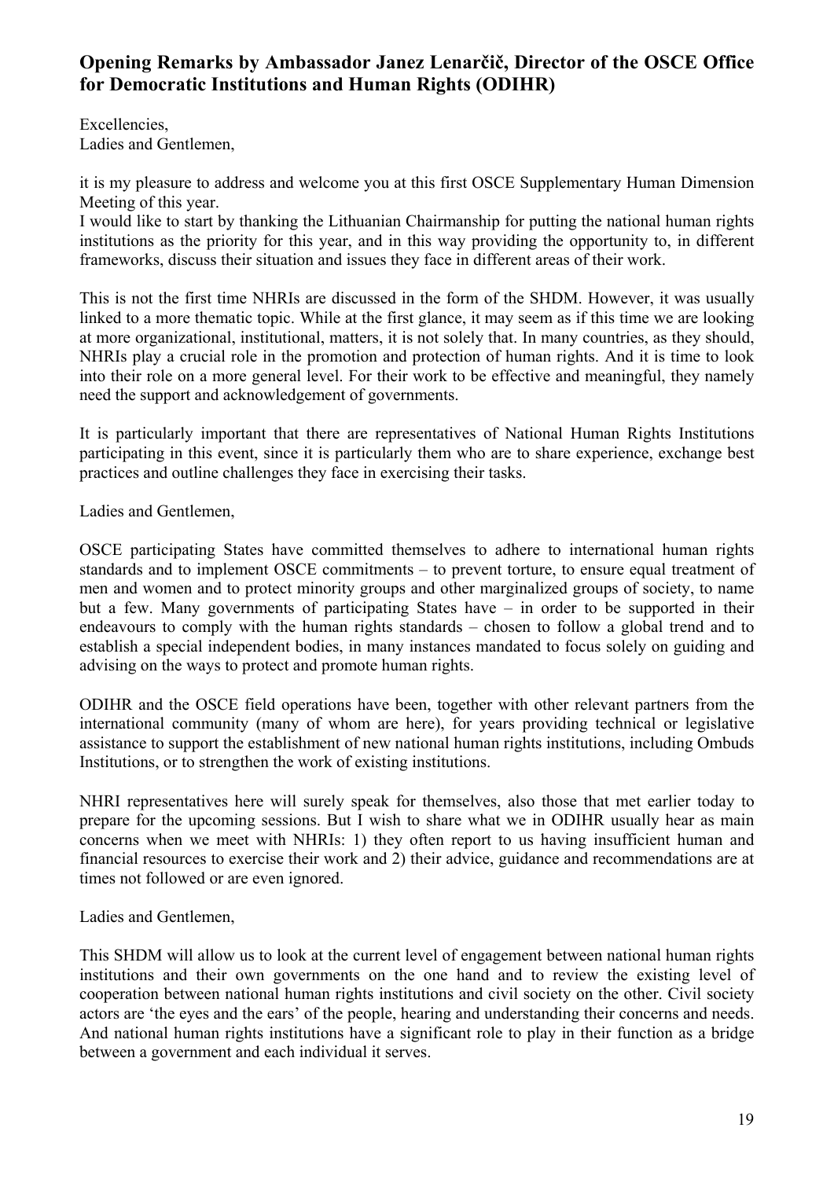## Opening Remarks by Ambassador Janez Lenarčič, Director of the OSCE Office for Democratic Institutions and Human Rights (ODIHR)

Excellencies,
Ladies and Gentlemen,

it is my pleasure to address and welcome you at this first OSCE Supplementary Human Dimension Meeting of this year.
I would like to start by thanking the Lithuanian Chairmanship for putting the national human rights institutions as the priority for this year, and in this way providing the opportunity to, in different frameworks, discuss their situation and issues they face in different areas of their work.

This is not the first time NHRIs are discussed in the form of the SHDM. However, it was usually linked to a more thematic topic. While at the first glance, it may seem as if this time we are looking at more organizational, institutional, matters, it is not solely that. In many countries, as they should, NHRIs play a crucial role in the promotion and protection of human rights. And it is time to look into their role on a more general level. For their work to be effective and meaningful, they namely need the support and acknowledgement of governments.

It is particularly important that there are representatives of National Human Rights Institutions participating in this event, since it is particularly them who are to share experience, exchange best practices and outline challenges they face in exercising their tasks.

Ladies and Gentlemen,

OSCE participating States have committed themselves to adhere to international human rights standards and to implement OSCE commitments – to prevent torture, to ensure equal treatment of men and women and to protect minority groups and other marginalized groups of society, to name but a few. Many governments of participating States have – in order to be supported in their endeavours to comply with the human rights standards – chosen to follow a global trend and to establish a special independent bodies, in many instances mandated to focus solely on guiding and advising on the ways to protect and promote human rights.

ODIHR and the OSCE field operations have been, together with other relevant partners from the international community (many of whom are here), for years providing technical or legislative assistance to support the establishment of new national human rights institutions, including Ombuds Institutions, or to strengthen the work of existing institutions.

NHRI representatives here will surely speak for themselves, also those that met earlier today to prepare for the upcoming sessions. But I wish to share what we in ODIHR usually hear as main concerns when we meet with NHRIs: 1) they often report to us having insufficient human and financial resources to exercise their work and 2) their advice, guidance and recommendations are at times not followed or are even ignored.

Ladies and Gentlemen,

This SHDM will allow us to look at the current level of engagement between national human rights institutions and their own governments on the one hand and to review the existing level of cooperation between national human rights institutions and civil society on the other. Civil society actors are 'the eyes and the ears' of the people, hearing and understanding their concerns and needs. And national human rights institutions have a significant role to play in their function as a bridge between a government and each individual it serves.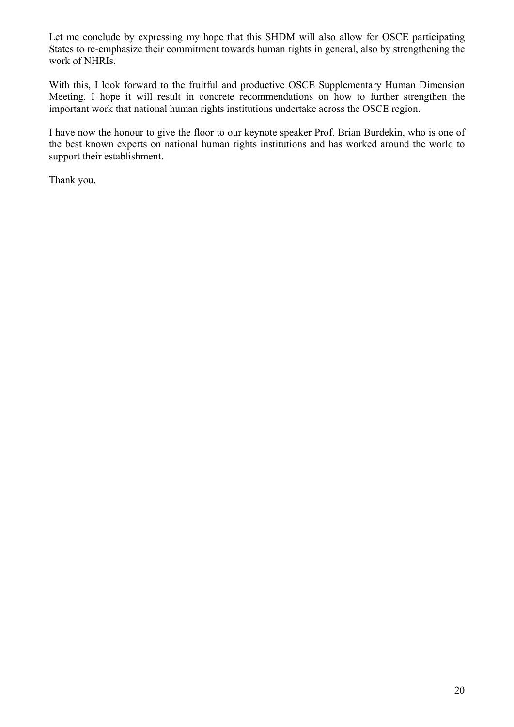Let me conclude by expressing my hope that this SHDM will also allow for OSCE participating States to re-emphasize their commitment towards human rights in general, also by strengthening the work of NHRIs.

With this, I look forward to the fruitful and productive OSCE Supplementary Human Dimension Meeting. I hope it will result in concrete recommendations on how to further strengthen the important work that national human rights institutions undertake across the OSCE region.

I have now the honour to give the floor to our keynote speaker Prof. Brian Burdekin, who is one of the best known experts on national human rights institutions and has worked around the world to support their establishment.

Thank you.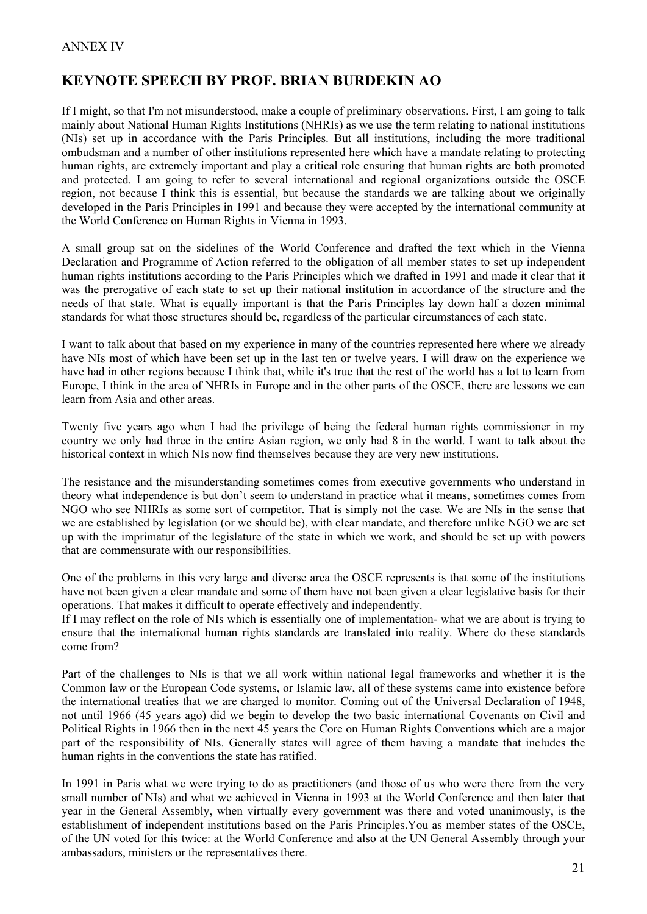ANNEX IV

## KEYNOTE SPEECH BY PROF. BRIAN BURDEKIN AO

If I might, so that I'm not misunderstood, make a couple of preliminary observations. First, I am going to talk mainly about National Human Rights Institutions (NHRIs) as we use the term relating to national institutions (NIs) set up in accordance with the Paris Principles. But all institutions, including the more traditional ombudsman and a number of other institutions represented here which have a mandate relating to protecting human rights, are extremely important and play a critical role ensuring that human rights are both promoted and protected. I am going to refer to several international and regional organizations outside the OSCE region, not because I think this is essential, but because the standards we are talking about we originally developed in the Paris Principles in 1991 and because they were accepted by the international community at the World Conference on Human Rights in Vienna in 1993.

A small group sat on the sidelines of the World Conference and drafted the text which in the Vienna Declaration and Programme of Action referred to the obligation of all member states to set up independent human rights institutions according to the Paris Principles which we drafted in 1991 and made it clear that it was the prerogative of each state to set up their national institution in accordance of the structure and the needs of that state. What is equally important is that the Paris Principles lay down half a dozen minimal standards for what those structures should be, regardless of the particular circumstances of each state.

I want to talk about that based on my experience in many of the countries represented here where we already have NIs most of which have been set up in the last ten or twelve years. I will draw on the experience we have had in other regions because I think that, while it's true that the rest of the world has a lot to learn from Europe, I think in the area of NHRIs in Europe and in the other parts of the OSCE, there are lessons we can learn from Asia and other areas.

Twenty five years ago when I had the privilege of being the federal human rights commissioner in my country we only had three in the entire Asian region, we only had 8 in the world. I want to talk about the historical context in which NIs now find themselves because they are very new institutions.

The resistance and the misunderstanding sometimes comes from executive governments who understand in theory what independence is but don't seem to understand in practice what it means, sometimes comes from NGO who see NHRIs as some sort of competitor. That is simply not the case. We are NIs in the sense that we are established by legislation (or we should be), with clear mandate, and therefore unlike NGO we are set up with the imprimatur of the legislature of the state in which we work, and should be set up with powers that are commensurate with our responsibilities.

One of the problems in this very large and diverse area the OSCE represents is that some of the institutions have not been given a clear mandate and some of them have not been given a clear legislative basis for their operations. That makes it difficult to operate effectively and independently.
If I may reflect on the role of NIs which is essentially one of implementation- what we are about is trying to ensure that the international human rights standards are translated into reality. Where do these standards come from?

Part of the challenges to NIs is that we all work within national legal frameworks and whether it is the Common law or the European Code systems, or Islamic law, all of these systems came into existence before the international treaties that we are charged to monitor. Coming out of the Universal Declaration of 1948, not until 1966 (45 years ago) did we begin to develop the two basic international Covenants on Civil and Political Rights in 1966 then in the next 45 years the Core on Human Rights Conventions which are a major part of the responsibility of NIs. Generally states will agree of them having a mandate that includes the human rights in the conventions the state has ratified.

In 1991 in Paris what we were trying to do as practitioners (and those of us who were there from the very small number of NIs) and what we achieved in Vienna in 1993 at the World Conference and then later that year in the General Assembly, when virtually every government was there and voted unanimously, is the establishment of independent institutions based on the Paris Principles.You as member states of the OSCE, of the UN voted for this twice: at the World Conference and also at the UN General Assembly through your ambassadors, ministers or the representatives there.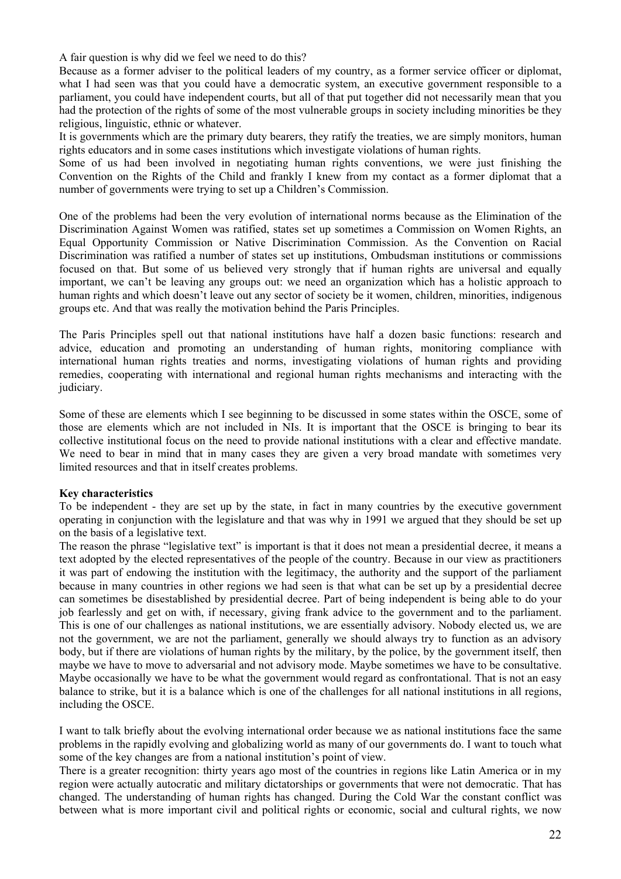A fair question is why did we feel we need to do this?

Because as a former adviser to the political leaders of my country, as a former service officer or diplomat, what I had seen was that you could have a democratic system, an executive government responsible to a parliament, you could have independent courts, but all of that put together did not necessarily mean that you had the protection of the rights of some of the most vulnerable groups in society including minorities be they religious, linguistic, ethnic or whatever.

It is governments which are the primary duty bearers, they ratify the treaties, we are simply monitors, human rights educators and in some cases institutions which investigate violations of human rights.

Some of us had been involved in negotiating human rights conventions, we were just finishing the Convention on the Rights of the Child and frankly I knew from my contact as a former diplomat that a number of governments were trying to set up a Children's Commission.

One of the problems had been the very evolution of international norms because as the Elimination of the Discrimination Against Women was ratified, states set up sometimes a Commission on Women Rights, an Equal Opportunity Commission or Native Discrimination Commission. As the Convention on Racial Discrimination was ratified a number of states set up institutions, Ombudsman institutions or commissions focused on that. But some of us believed very strongly that if human rights are universal and equally important, we can't be leaving any groups out: we need an organization which has a holistic approach to human rights and which doesn't leave out any sector of society be it women, children, minorities, indigenous groups etc. And that was really the motivation behind the Paris Principles.

The Paris Principles spell out that national institutions have half a dozen basic functions: research and advice, education and promoting an understanding of human rights, monitoring compliance with international human rights treaties and norms, investigating violations of human rights and providing remedies, cooperating with international and regional human rights mechanisms and interacting with the judiciary.

Some of these are elements which I see beginning to be discussed in some states within the OSCE, some of those are elements which are not included in NIs. It is important that the OSCE is bringing to bear its collective institutional focus on the need to provide national institutions with a clear and effective mandate. We need to bear in mind that in many cases they are given a very broad mandate with sometimes very limited resources and that in itself creates problems.

**Key characteristics**

To be independent - they are set up by the state, in fact in many countries by the executive government operating in conjunction with the legislature and that was why in 1991 we argued that they should be set up on the basis of a legislative text.

The reason the phrase "legislative text" is important is that it does not mean a presidential decree, it means a text adopted by the elected representatives of the people of the country. Because in our view as practitioners it was part of endowing the institution with the legitimacy, the authority and the support of the parliament because in many countries in other regions we had seen is that what can be set up by a presidential decree can sometimes be disestablished by presidential decree. Part of being independent is being able to do your job fearlessly and get on with, if necessary, giving frank advice to the government and to the parliament. This is one of our challenges as national institutions, we are essentially advisory. Nobody elected us, we are not the government, we are not the parliament, generally we should always try to function as an advisory body, but if there are violations of human rights by the military, by the police, by the government itself, then maybe we have to move to adversarial and not advisory mode. Maybe sometimes we have to be consultative. Maybe occasionally we have to be what the government would regard as confrontational. That is not an easy balance to strike, but it is a balance which is one of the challenges for all national institutions in all regions, including the OSCE.

I want to talk briefly about the evolving international order because we as national institutions face the same problems in the rapidly evolving and globalizing world as many of our governments do. I want to touch what some of the key changes are from a national institution's point of view.

There is a greater recognition: thirty years ago most of the countries in regions like Latin America or in my region were actually autocratic and military dictatorships or governments that were not democratic. That has changed. The understanding of human rights has changed. During the Cold War the constant conflict was between what is more important civil and political rights or economic, social and cultural rights, we now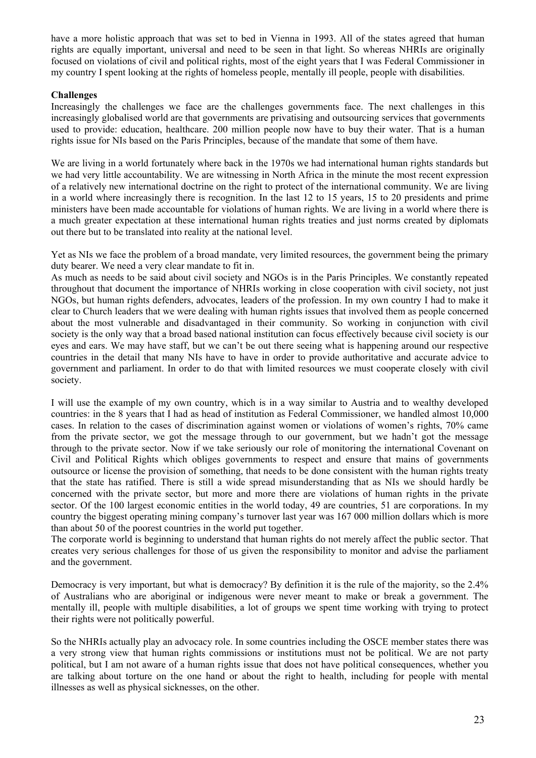have a more holistic approach that was set to bed in Vienna in 1993. All of the states agreed that human rights are equally important, universal and need to be seen in that light. So whereas NHRIs are originally focused on violations of civil and political rights, most of the eight years that I was Federal Commissioner in my country I spent looking at the rights of homeless people, mentally ill people, people with disabilities.

**Challenges**

Increasingly the challenges we face are the challenges governments face. The next challenges in this increasingly globalised world are that governments are privatising and outsourcing services that governments used to provide: education, healthcare. 200 million people now have to buy their water. That is a human rights issue for NIs based on the Paris Principles, because of the mandate that some of them have.

We are living in a world fortunately where back in the 1970s we had international human rights standards but we had very little accountability. We are witnessing in North Africa in the minute the most recent expression of a relatively new international doctrine on the right to protect of the international community. We are living in a world where increasingly there is recognition. In the last 12 to 15 years, 15 to 20 presidents and prime ministers have been made accountable for violations of human rights. We are living in a world where there is a much greater expectation at these international human rights treaties and just norms created by diplomats out there but to be translated into reality at the national level.

Yet as NIs we face the problem of a broad mandate, very limited resources, the government being the primary duty bearer. We need a very clear mandate to fit in.

As much as needs to be said about civil society and NGOs is in the Paris Principles. We constantly repeated throughout that document the importance of NHRIs working in close cooperation with civil society, not just NGOs, but human rights defenders, advocates, leaders of the profession. In my own country I had to make it clear to Church leaders that we were dealing with human rights issues that involved them as people concerned about the most vulnerable and disadvantaged in their community. So working in conjunction with civil society is the only way that a broad based national institution can focus effectively because civil society is our eyes and ears. We may have staff, but we can't be out there seeing what is happening around our respective countries in the detail that many NIs have to have in order to provide authoritative and accurate advice to government and parliament. In order to do that with limited resources we must cooperate closely with civil society.

I will use the example of my own country, which is in a way similar to Austria and to wealthy developed countries: in the 8 years that I had as head of institution as Federal Commissioner, we handled almost 10,000 cases. In relation to the cases of discrimination against women or violations of women's rights, 70% came from the private sector, we got the message through to our government, but we hadn't got the message through to the private sector. Now if we take seriously our role of monitoring the international Covenant on Civil and Political Rights which obliges governments to respect and ensure that mains of governments outsource or license the provision of something, that needs to be done consistent with the human rights treaty that the state has ratified. There is still a wide spread misunderstanding that as NIs we should hardly be concerned with the private sector, but more and more there are violations of human rights in the private sector. Of the 100 largest economic entities in the world today, 49 are countries, 51 are corporations. In my country the biggest operating mining company's turnover last year was 167 000 million dollars which is more than about 50 of the poorest countries in the world put together.

The corporate world is beginning to understand that human rights do not merely affect the public sector. That creates very serious challenges for those of us given the responsibility to monitor and advise the parliament and the government.

Democracy is very important, but what is democracy? By definition it is the rule of the majority, so the 2.4% of Australians who are aboriginal or indigenous were never meant to make or break a government. The mentally ill, people with multiple disabilities, a lot of groups we spent time working with trying to protect their rights were not politically powerful.

So the NHRIs actually play an advocacy role. In some countries including the OSCE member states there was a very strong view that human rights commissions or institutions must not be political. We are not party political, but I am not aware of a human rights issue that does not have political consequences, whether you are talking about torture on the one hand or about the right to health, including for people with mental illnesses as well as physical sicknesses, on the other.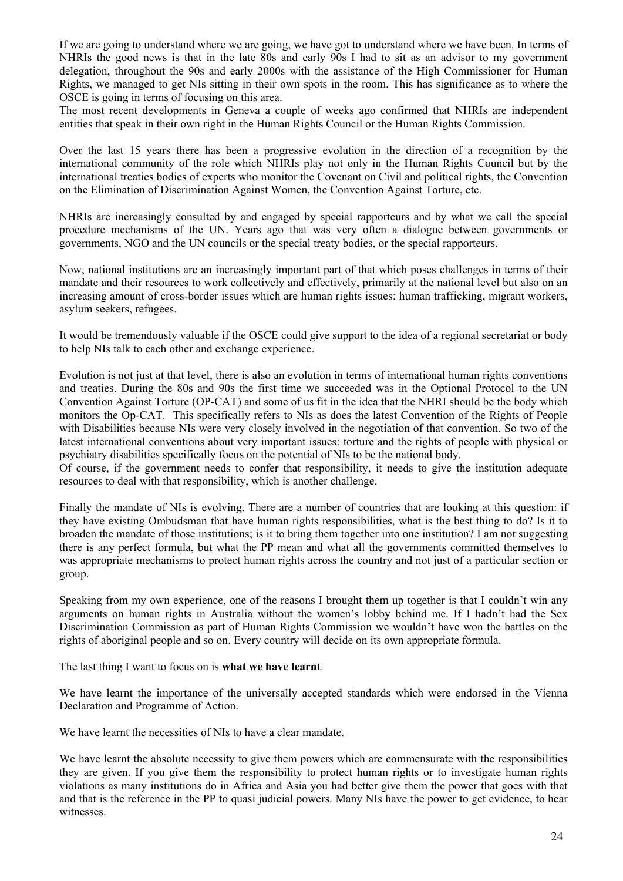If we are going to understand where we are going, we have got to understand where we have been. In terms of NHRIs the good news is that in the late 80s and early 90s I had to sit as an advisor to my government delegation, throughout the 90s and early 2000s with the assistance of the High Commissioner for Human Rights, we managed to get NIs sitting in their own spots in the room. This has significance as to where the OSCE is going in terms of focusing on this area.
The most recent developments in Geneva a couple of weeks ago confirmed that NHRIs are independent entities that speak in their own right in the Human Rights Council or the Human Rights Commission.

Over the last 15 years there has been a progressive evolution in the direction of a recognition by the international community of the role which NHRIs play not only in the Human Rights Council but by the international treaties bodies of experts who monitor the Covenant on Civil and political rights, the Convention on the Elimination of Discrimination Against Women, the Convention Against Torture, etc.

NHRIs are increasingly consulted by and engaged by special rapporteurs and by what we call the special procedure mechanisms of the UN. Years ago that was very often a dialogue between governments or governments, NGO and the UN councils or the special treaty bodies, or the special rapporteurs.

Now, national institutions are an increasingly important part of that which poses challenges in terms of their mandate and their resources to work collectively and effectively, primarily at the national level but also on an increasing amount of cross-border issues which are human rights issues: human trafficking, migrant workers, asylum seekers, refugees.

It would be tremendously valuable if the OSCE could give support to the idea of a regional secretariat or body to help NIs talk to each other and exchange experience.

Evolution is not just at that level, there is also an evolution in terms of international human rights conventions and treaties. During the 80s and 90s the first time we succeeded was in the Optional Protocol to the UN Convention Against Torture (OP-CAT) and some of us fit in the idea that the NHRI should be the body which monitors the Op-CAT. This specifically refers to NIs as does the latest Convention of the Rights of People with Disabilities because NIs were very closely involved in the negotiation of that convention. So two of the latest international conventions about very important issues: torture and the rights of people with physical or psychiatry disabilities specifically focus on the potential of NIs to be the national body.
Of course, if the government needs to confer that responsibility, it needs to give the institution adequate resources to deal with that responsibility, which is another challenge.

Finally the mandate of NIs is evolving. There are a number of countries that are looking at this question: if they have existing Ombudsman that have human rights responsibilities, what is the best thing to do? Is it to broaden the mandate of those institutions; is it to bring them together into one institution? I am not suggesting there is any perfect formula, but what the PP mean and what all the governments committed themselves to was appropriate mechanisms to protect human rights across the country and not just of a particular section or group.

Speaking from my own experience, one of the reasons I brought them up together is that I couldn't win any arguments on human rights in Australia without the women's lobby behind me. If I hadn't had the Sex Discrimination Commission as part of Human Rights Commission we wouldn't have won the battles on the rights of aboriginal people and so on. Every country will decide on its own appropriate formula.

The last thing I want to focus on is **what we have learnt**.

We have learnt the importance of the universally accepted standards which were endorsed in the Vienna Declaration and Programme of Action.

We have learnt the necessities of NIs to have a clear mandate.

We have learnt the absolute necessity to give them powers which are commensurate with the responsibilities they are given. If you give them the responsibility to protect human rights or to investigate human rights violations as many institutions do in Africa and Asia you had better give them the power that goes with that and that is the reference in the PP to quasi judicial powers. Many NIs have the power to get evidence, to hear witnesses.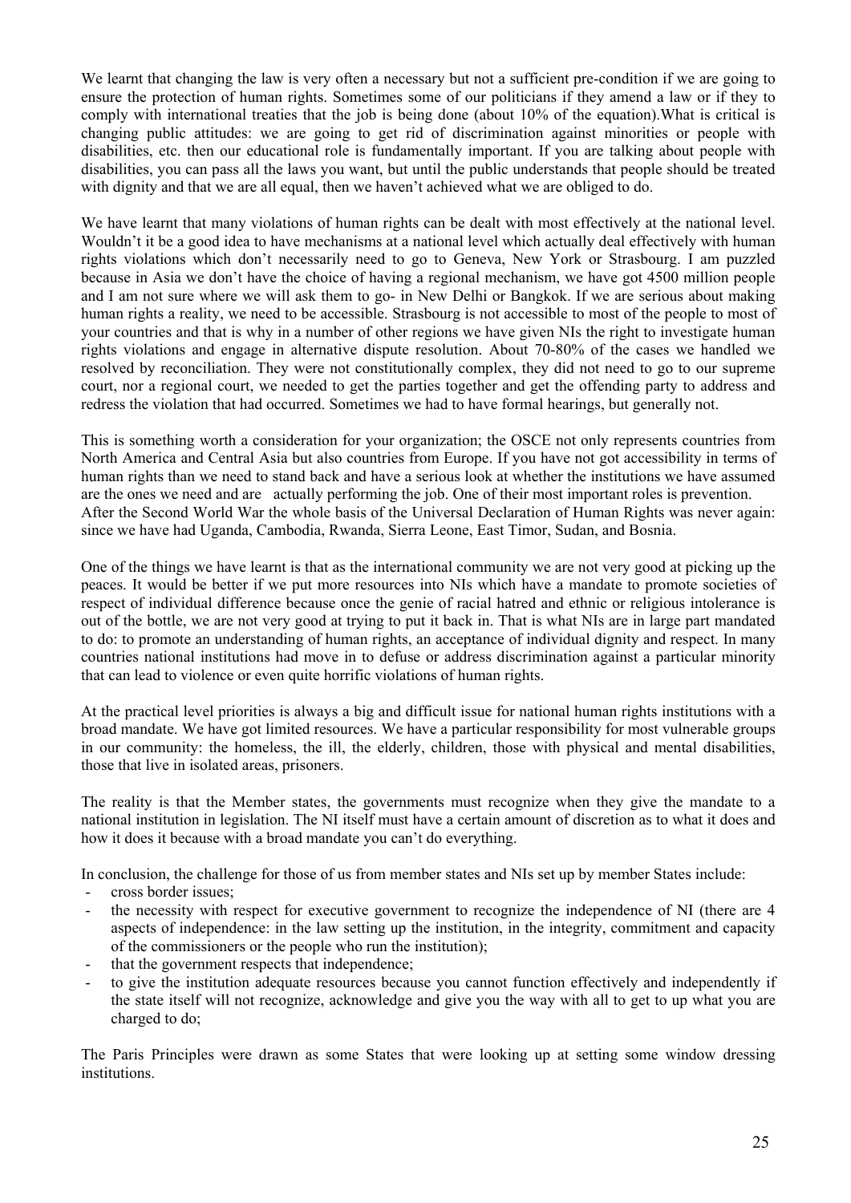We learnt that changing the law is very often a necessary but not a sufficient pre-condition if we are going to ensure the protection of human rights. Sometimes some of our politicians if they amend a law or if they to comply with international treaties that the job is being done (about 10% of the equation).What is critical is changing public attitudes: we are going to get rid of discrimination against minorities or people with disabilities, etc. then our educational role is fundamentally important. If you are talking about people with disabilities, you can pass all the laws you want, but until the public understands that people should be treated with dignity and that we are all equal, then we haven't achieved what we are obliged to do.

We have learnt that many violations of human rights can be dealt with most effectively at the national level. Wouldn't it be a good idea to have mechanisms at a national level which actually deal effectively with human rights violations which don't necessarily need to go to Geneva, New York or Strasbourg. I am puzzled because in Asia we don't have the choice of having a regional mechanism, we have got 4500 million people and I am not sure where we will ask them to go- in New Delhi or Bangkok. If we are serious about making human rights a reality, we need to be accessible. Strasbourg is not accessible to most of the people to most of your countries and that is why in a number of other regions we have given NIs the right to investigate human rights violations and engage in alternative dispute resolution. About 70-80% of the cases we handled we resolved by reconciliation. They were not constitutionally complex, they did not need to go to our supreme court, nor a regional court, we needed to get the parties together and get the offending party to address and redress the violation that had occurred. Sometimes we had to have formal hearings, but generally not.

This is something worth a consideration for your organization; the OSCE not only represents countries from North America and Central Asia but also countries from Europe. If you have not got accessibility in terms of human rights than we need to stand back and have a serious look at whether the institutions we have assumed are the ones we need and are actually performing the job. One of their most important roles is prevention. After the Second World War the whole basis of the Universal Declaration of Human Rights was never again: since we have had Uganda, Cambodia, Rwanda, Sierra Leone, East Timor, Sudan, and Bosnia.

One of the things we have learnt is that as the international community we are not very good at picking up the peaces. It would be better if we put more resources into NIs which have a mandate to promote societies of respect of individual difference because once the genie of racial hatred and ethnic or religious intolerance is out of the bottle, we are not very good at trying to put it back in. That is what NIs are in large part mandated to do: to promote an understanding of human rights, an acceptance of individual dignity and respect. In many countries national institutions had move in to defuse or address discrimination against a particular minority that can lead to violence or even quite horrific violations of human rights.

At the practical level priorities is always a big and difficult issue for national human rights institutions with a broad mandate. We have got limited resources. We have a particular responsibility for most vulnerable groups in our community: the homeless, the ill, the elderly, children, those with physical and mental disabilities, those that live in isolated areas, prisoners.

The reality is that the Member states, the governments must recognize when they give the mandate to a national institution in legislation. The NI itself must have a certain amount of discretion as to what it does and how it does it because with a broad mandate you can't do everything.

In conclusion, the challenge for those of us from member states and NIs set up by member States include:

- cross border issues;
- the necessity with respect for executive government to recognize the independence of NI (there are 4 aspects of independence: in the law setting up the institution, in the integrity, commitment and capacity of the commissioners or the people who run the institution);
- that the government respects that independence;
- to give the institution adequate resources because you cannot function effectively and independently if the state itself will not recognize, acknowledge and give you the way with all to get to up what you are charged to do;

The Paris Principles were drawn as some States that were looking up at setting some window dressing institutions.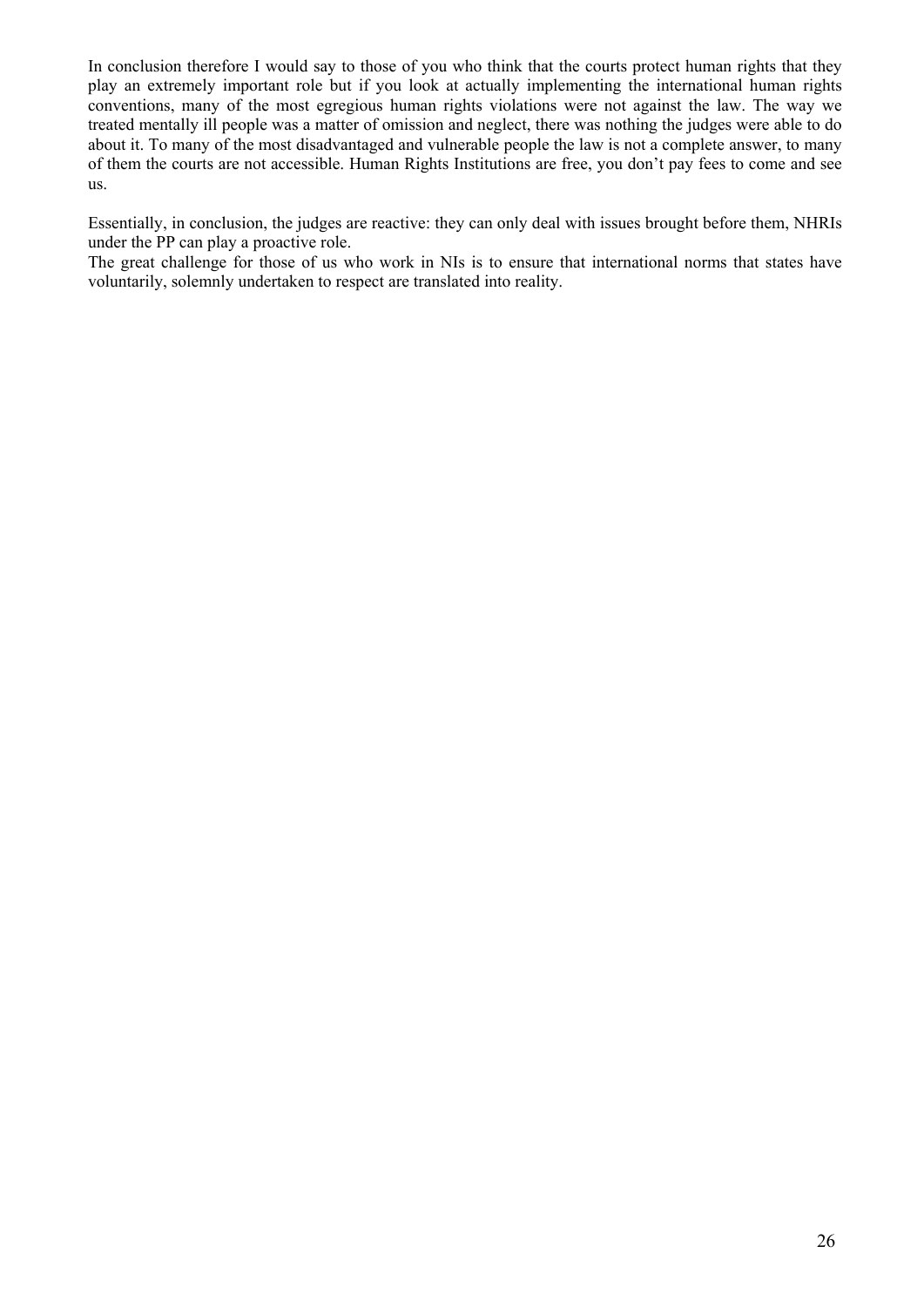In conclusion therefore I would say to those of you who think that the courts protect human rights that they play an extremely important role but if you look at actually implementing the international human rights conventions, many of the most egregious human rights violations were not against the law. The way we treated mentally ill people was a matter of omission and neglect, there was nothing the judges were able to do about it. To many of the most disadvantaged and vulnerable people the law is not a complete answer, to many of them the courts are not accessible. Human Rights Institutions are free, you don't pay fees to come and see us.

Essentially, in conclusion, the judges are reactive: they can only deal with issues brought before them, NHRIs under the PP can play a proactive role.

The great challenge for those of us who work in NIs is to ensure that international norms that states have voluntarily, solemnly undertaken to respect are translated into reality.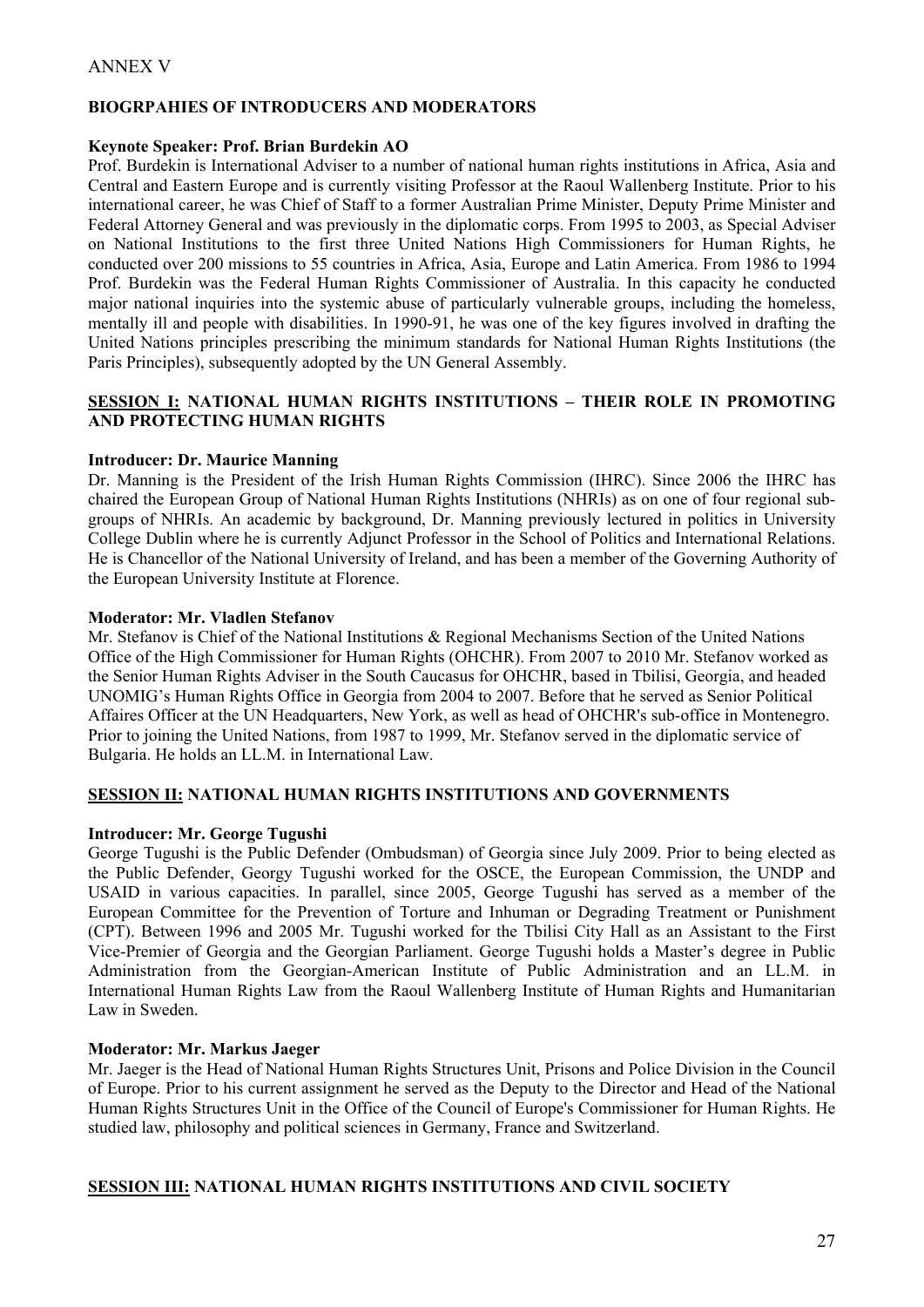ANNEX V

## BIOGRPAHIES OF INTRODUCERS AND MODERATORS

**Keynote Speaker: Prof. Brian Burdekin AO**

Prof. Burdekin is International Adviser to a number of national human rights institutions in Africa, Asia and Central and Eastern Europe and is currently visiting Professor at the Raoul Wallenberg Institute. Prior to his international career, he was Chief of Staff to a former Australian Prime Minister, Deputy Prime Minister and Federal Attorney General and was previously in the diplomatic corps. From 1995 to 2003, as Special Adviser on National Institutions to the first three United Nations High Commissioners for Human Rights, he conducted over 200 missions to 55 countries in Africa, Asia, Europe and Latin America. From 1986 to 1994 Prof. Burdekin was the Federal Human Rights Commissioner of Australia. In this capacity he conducted major national inquiries into the systemic abuse of particularly vulnerable groups, including the homeless, mentally ill and people with disabilities. In 1990-91, he was one of the key figures involved in drafting the United Nations principles prescribing the minimum standards for National Human Rights Institutions (the Paris Principles), subsequently adopted by the UN General Assembly.

### SESSION I: NATIONAL HUMAN RIGHTS INSTITUTIONS – THEIR ROLE IN PROMOTING AND PROTECTING HUMAN RIGHTS

**Introducer: Dr. Maurice Manning**

Dr. Manning is the President of the Irish Human Rights Commission (IHRC). Since 2006 the IHRC has chaired the European Group of National Human Rights Institutions (NHRIs) as on one of four regional sub-groups of NHRIs. An academic by background, Dr. Manning previously lectured in politics in University College Dublin where he is currently Adjunct Professor in the School of Politics and International Relations. He is Chancellor of the National University of Ireland, and has been a member of the Governing Authority of the European University Institute at Florence.

**Moderator: Mr. Vladlen Stefanov**

Mr. Stefanov is Chief of the National Institutions & Regional Mechanisms Section of the United Nations Office of the High Commissioner for Human Rights (OHCHR). From 2007 to 2010 Mr. Stefanov worked as the Senior Human Rights Adviser in the South Caucasus for OHCHR, based in Tbilisi, Georgia, and headed UNOMIG's Human Rights Office in Georgia from 2004 to 2007. Before that he served as Senior Political Affaires Officer at the UN Headquarters, New York, as well as head of OHCHR's sub-office in Montenegro. Prior to joining the United Nations, from 1987 to 1999, Mr. Stefanov served in the diplomatic service of Bulgaria. He holds an LL.M. in International Law.

### SESSION II: NATIONAL HUMAN RIGHTS INSTITUTIONS AND GOVERNMENTS

**Introducer: Mr. George Tugushi**

George Tugushi is the Public Defender (Ombudsman) of Georgia since July 2009. Prior to being elected as the Public Defender, Georgy Tugushi worked for the OSCE, the European Commission, the UNDP and USAID in various capacities. In parallel, since 2005, George Tugushi has served as a member of the European Committee for the Prevention of Torture and Inhuman or Degrading Treatment or Punishment (CPT). Between 1996 and 2005 Mr. Tugushi worked for the Tbilisi City Hall as an Assistant to the First Vice-Premier of Georgia and the Georgian Parliament. George Tugushi holds a Master's degree in Public Administration from the Georgian-American Institute of Public Administration and an LL.M. in International Human Rights Law from the Raoul Wallenberg Institute of Human Rights and Humanitarian Law in Sweden.

**Moderator: Mr. Markus Jaeger**

Mr. Jaeger is the Head of National Human Rights Structures Unit, Prisons and Police Division in the Council of Europe. Prior to his current assignment he served as the Deputy to the Director and Head of the National Human Rights Structures Unit in the Office of the Council of Europe's Commissioner for Human Rights. He studied law, philosophy and political sciences in Germany, France and Switzerland.

### SESSION III: NATIONAL HUMAN RIGHTS INSTITUTIONS AND CIVIL SOCIETY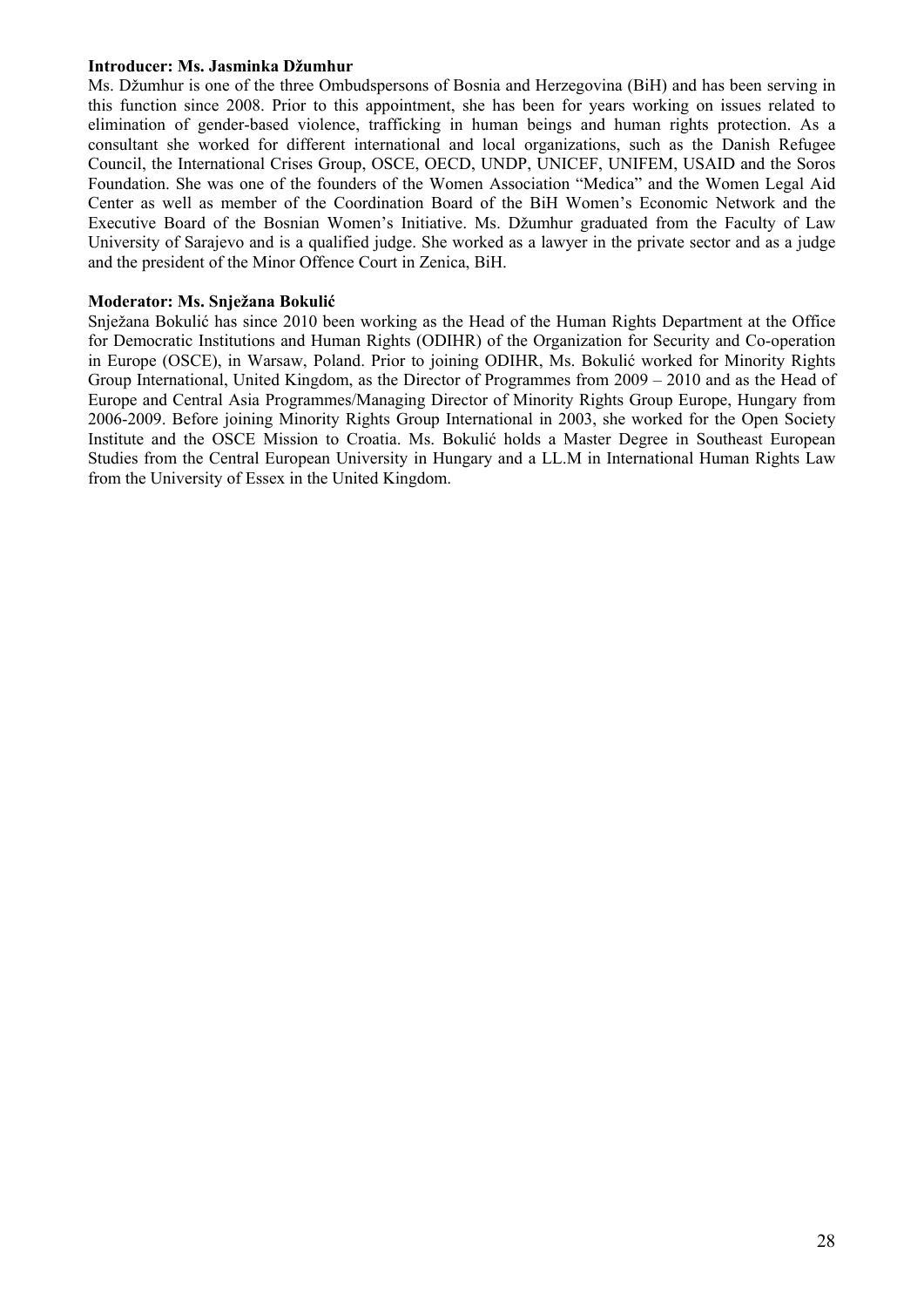**Introducer: Ms. Jasminka Džumhur**

Ms. Džumhur is one of the three Ombudspersons of Bosnia and Herzegovina (BiH) and has been serving in this function since 2008. Prior to this appointment, she has been for years working on issues related to elimination of gender-based violence, trafficking in human beings and human rights protection. As a consultant she worked for different international and local organizations, such as the Danish Refugee Council, the International Crises Group, OSCE, OECD, UNDP, UNICEF, UNIFEM, USAID and the Soros Foundation. She was one of the founders of the Women Association "Medica" and the Women Legal Aid Center as well as member of the Coordination Board of the BiH Women's Economic Network and the Executive Board of the Bosnian Women's Initiative. Ms. Džumhur graduated from the Faculty of Law University of Sarajevo and is a qualified judge. She worked as a lawyer in the private sector and as a judge and the president of the Minor Offence Court in Zenica, BiH.

**Moderator: Ms. Snježana Bokulić**

Snježana Bokulić has since 2010 been working as the Head of the Human Rights Department at the Office for Democratic Institutions and Human Rights (ODIHR) of the Organization for Security and Co-operation in Europe (OSCE), in Warsaw, Poland. Prior to joining ODIHR, Ms. Bokulić worked for Minority Rights Group International, United Kingdom, as the Director of Programmes from 2009 – 2010 and as the Head of Europe and Central Asia Programmes/Managing Director of Minority Rights Group Europe, Hungary from 2006-2009. Before joining Minority Rights Group International in 2003, she worked for the Open Society Institute and the OSCE Mission to Croatia. Ms. Bokulić holds a Master Degree in Southeast European Studies from the Central European University in Hungary and a LL.M in International Human Rights Law from the University of Essex in the United Kingdom.